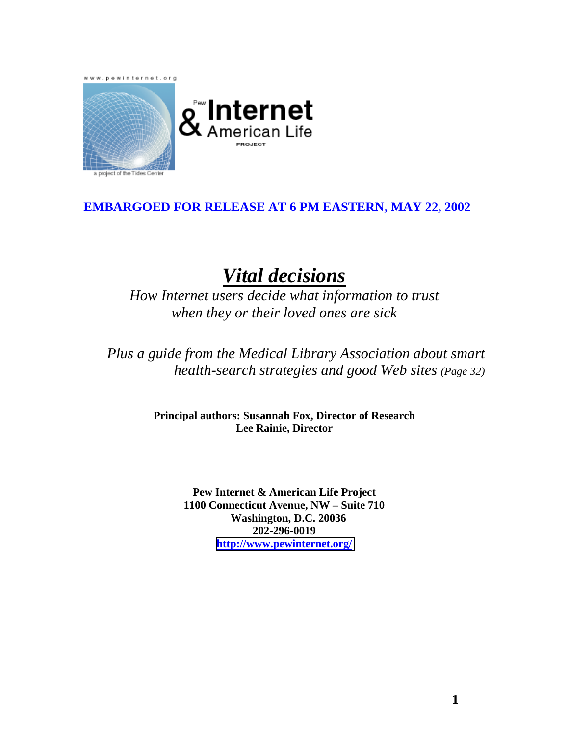www.pewinternet.org

Pew Internet & American Life Project

a project of the Tides Center

**EMBARGOED FOR RELEASE AT 6 PM EASTERN, MAY 22, 2002**

# *Vital decisions*

*How Internet users decide what information to trust when they or their loved ones are sick*

*Plus a guide from the Medical Library Association about smart health-search strategies and good Web sites (Page 32)*

**Principal authors: Susannah Fox, Director of Research**
**Lee Rainie, Director**

**Pew Internet & American Life Project**
**1100 Connecticut Avenue, NW – Suite 710**
**Washington, D.C. 20036**
**202-296-0019**
**http://www.pewinternet.org/**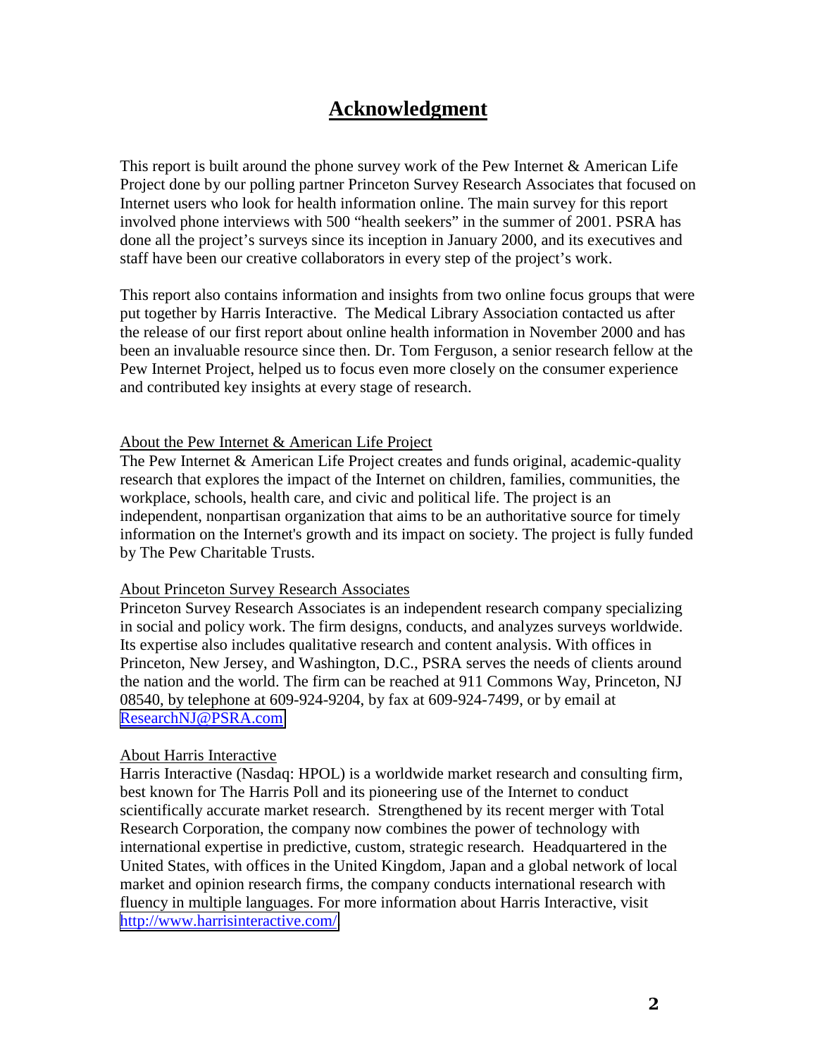# Acknowledgment

This report is built around the phone survey work of the Pew Internet & American Life Project done by our polling partner Princeton Survey Research Associates that focused on Internet users who look for health information online. The main survey for this report involved phone interviews with 500 "health seekers" in the summer of 2001. PSRA has done all the project's surveys since its inception in January 2000, and its executives and staff have been our creative collaborators in every step of the project's work.

This report also contains information and insights from two online focus groups that were put together by Harris Interactive. The Medical Library Association contacted us after the release of our first report about online health information in November 2000 and has been an invaluable resource since then. Dr. Tom Ferguson, a senior research fellow at the Pew Internet Project, helped us to focus even more closely on the consumer experience and contributed key insights at every stage of research.

About the Pew Internet & American Life Project

The Pew Internet & American Life Project creates and funds original, academic-quality research that explores the impact of the Internet on children, families, communities, the workplace, schools, health care, and civic and political life. The project is an independent, nonpartisan organization that aims to be an authoritative source for timely information on the Internet's growth and its impact on society. The project is fully funded by The Pew Charitable Trusts.

About Princeton Survey Research Associates

Princeton Survey Research Associates is an independent research company specializing in social and policy work. The firm designs, conducts, and analyzes surveys worldwide. Its expertise also includes qualitative research and content analysis. With offices in Princeton, New Jersey, and Washington, D.C., PSRA serves the needs of clients around the nation and the world. The firm can be reached at 911 Commons Way, Princeton, NJ 08540, by telephone at 609-924-9204, by fax at 609-924-7499, or by email at ResearchNJ@PSRA.com

About Harris Interactive

Harris Interactive (Nasdaq: HPOL) is a worldwide market research and consulting firm, best known for The Harris Poll and its pioneering use of the Internet to conduct scientifically accurate market research. Strengthened by its recent merger with Total Research Corporation, the company now combines the power of technology with international expertise in predictive, custom, strategic research. Headquartered in the United States, with offices in the United Kingdom, Japan and a global network of local market and opinion research firms, the company conducts international research with fluency in multiple languages. For more information about Harris Interactive, visit http://www.harrisinteractive.com/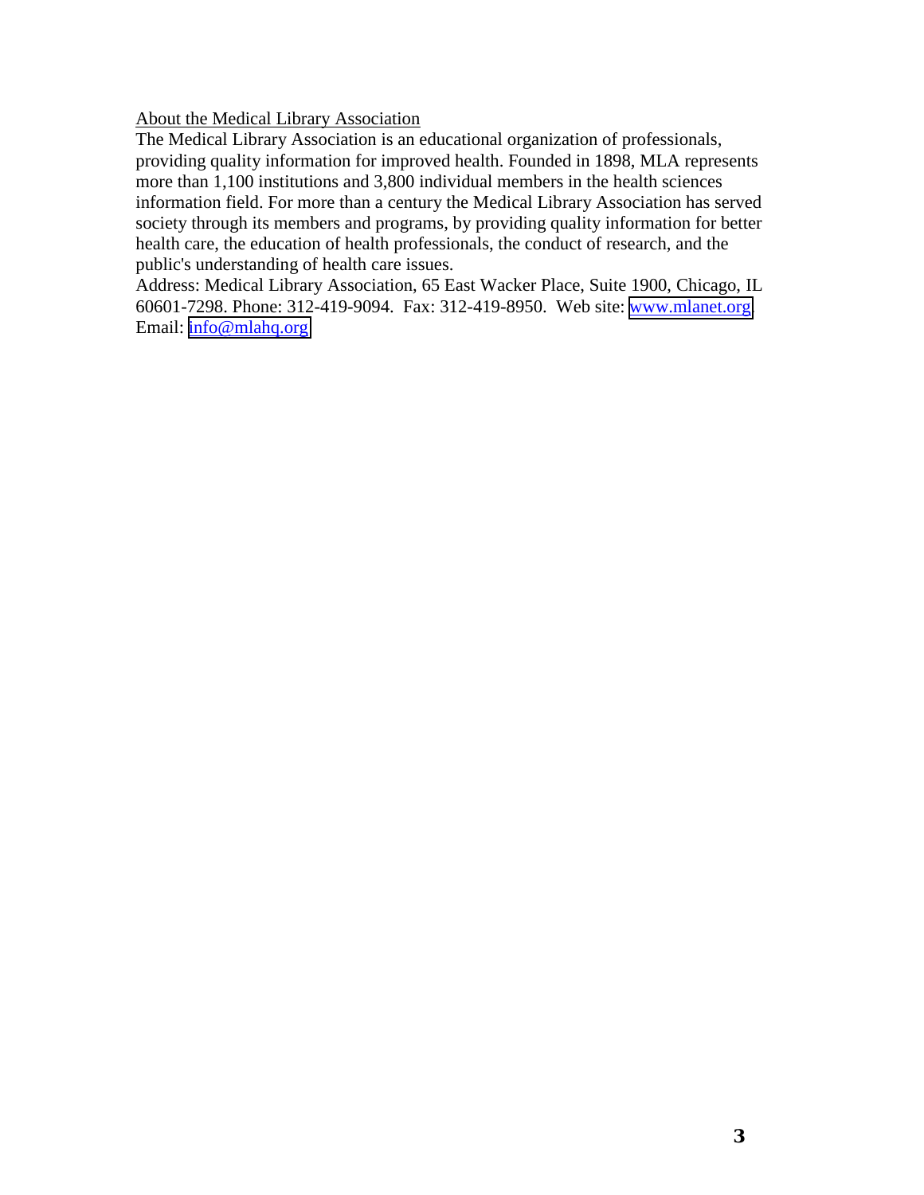About the Medical Library Association

The Medical Library Association is an educational organization of professionals, providing quality information for improved health. Founded in 1898, MLA represents more than 1,100 institutions and 3,800 individual members in the health sciences information field. For more than a century the Medical Library Association has served society through its members and programs, by providing quality information for better health care, the education of health professionals, the conduct of research, and the public's understanding of health care issues.

Address: Medical Library Association, 65 East Wacker Place, Suite 1900, Chicago, IL 60601-7298. Phone: 312-419-9094. Fax: 312-419-8950. Web site: www.mlanet.org
Email: info@mlahq.org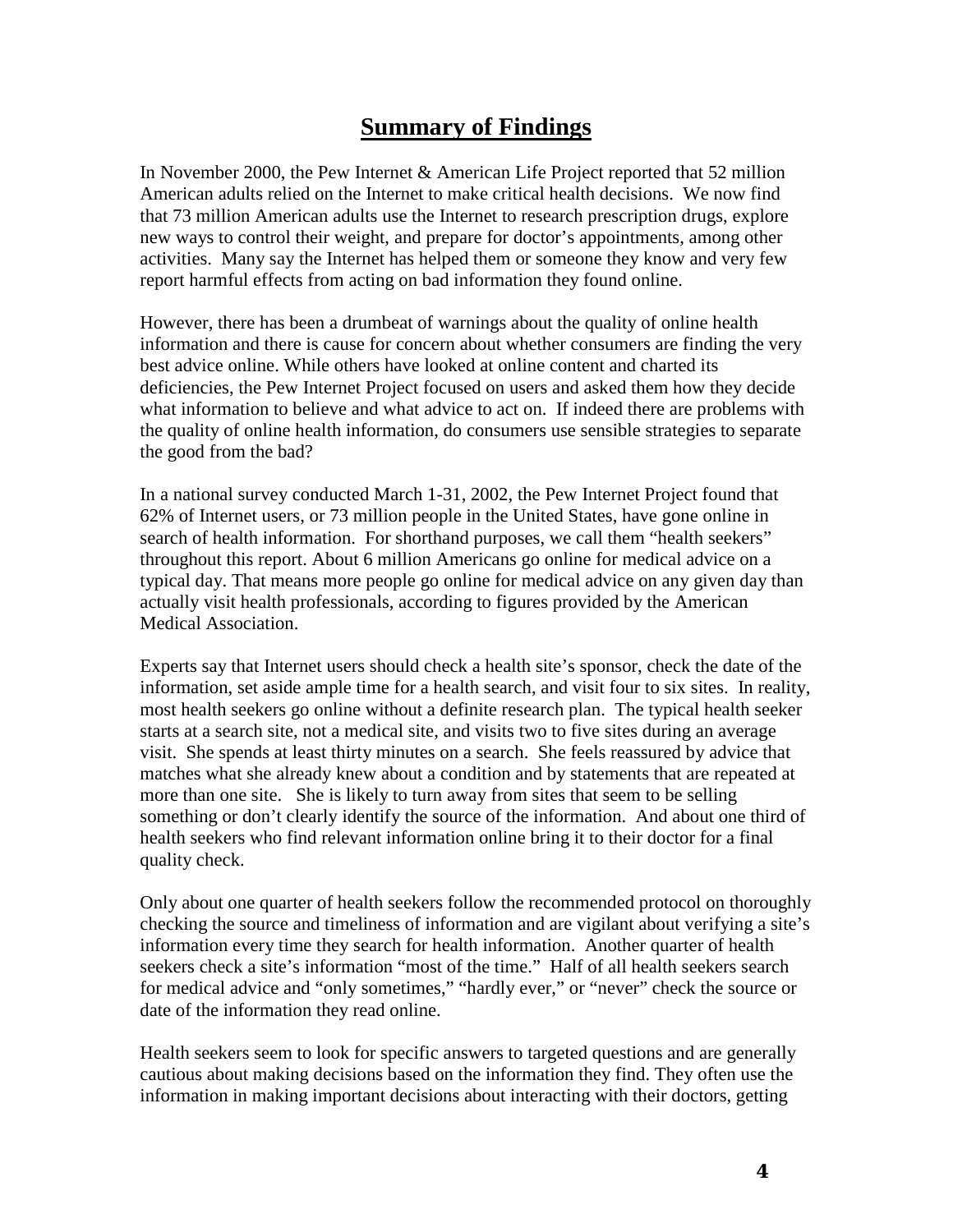# Summary of Findings

In November 2000, the Pew Internet & American Life Project reported that 52 million American adults relied on the Internet to make critical health decisions. We now find that 73 million American adults use the Internet to research prescription drugs, explore new ways to control their weight, and prepare for doctor's appointments, among other activities. Many say the Internet has helped them or someone they know and very few report harmful effects from acting on bad information they found online.

However, there has been a drumbeat of warnings about the quality of online health information and there is cause for concern about whether consumers are finding the very best advice online. While others have looked at online content and charted its deficiencies, the Pew Internet Project focused on users and asked them how they decide what information to believe and what advice to act on. If indeed there are problems with the quality of online health information, do consumers use sensible strategies to separate the good from the bad?

In a national survey conducted March 1-31, 2002, the Pew Internet Project found that 62% of Internet users, or 73 million people in the United States, have gone online in search of health information. For shorthand purposes, we call them "health seekers" throughout this report. About 6 million Americans go online for medical advice on a typical day. That means more people go online for medical advice on any given day than actually visit health professionals, according to figures provided by the American Medical Association.

Experts say that Internet users should check a health site's sponsor, check the date of the information, set aside ample time for a health search, and visit four to six sites. In reality, most health seekers go online without a definite research plan. The typical health seeker starts at a search site, not a medical site, and visits two to five sites during an average visit. She spends at least thirty minutes on a search. She feels reassured by advice that matches what she already knew about a condition and by statements that are repeated at more than one site. She is likely to turn away from sites that seem to be selling something or don't clearly identify the source of the information. And about one third of health seekers who find relevant information online bring it to their doctor for a final quality check.

Only about one quarter of health seekers follow the recommended protocol on thoroughly checking the source and timeliness of information and are vigilant about verifying a site's information every time they search for health information. Another quarter of health seekers check a site's information "most of the time." Half of all health seekers search for medical advice and "only sometimes," "hardly ever," or "never" check the source or date of the information they read online.

Health seekers seem to look for specific answers to targeted questions and are generally cautious about making decisions based on the information they find. They often use the information in making important decisions about interacting with their doctors, getting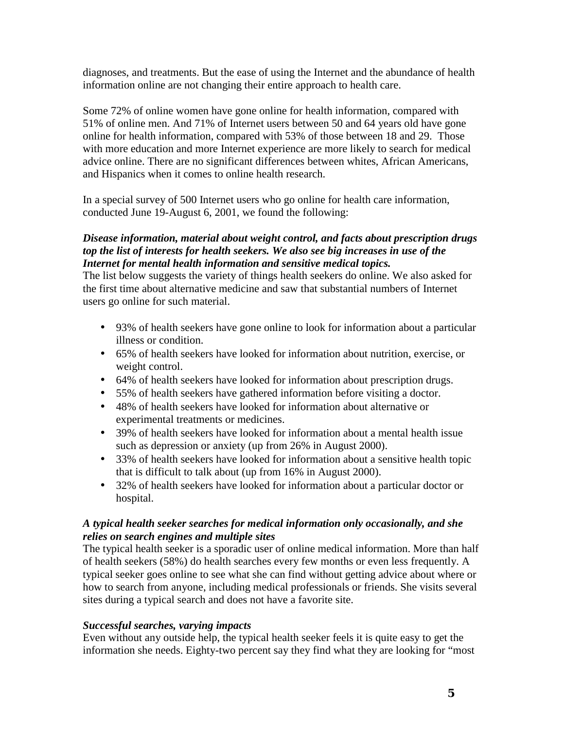diagnoses, and treatments. But the ease of using the Internet and the abundance of health information online are not changing their entire approach to health care.

Some 72% of online women have gone online for health information, compared with 51% of online men. And 71% of Internet users between 50 and 64 years old have gone online for health information, compared with 53% of those between 18 and 29. Those with more education and more Internet experience are more likely to search for medical advice online. There are no significant differences between whites, African Americans, and Hispanics when it comes to online health research.

In a special survey of 500 Internet users who go online for health care information, conducted June 19-August 6, 2001, we found the following:

***Disease information, material about weight control, and facts about prescription drugs top the list of interests for health seekers. We also see big increases in use of the Internet for mental health information and sensitive medical topics.***

The list below suggests the variety of things health seekers do online. We also asked for the first time about alternative medicine and saw that substantial numbers of Internet users go online for such material.

- 93% of health seekers have gone online to look for information about a particular illness or condition.
- 65% of health seekers have looked for information about nutrition, exercise, or weight control.
- 64% of health seekers have looked for information about prescription drugs.
- 55% of health seekers have gathered information before visiting a doctor.
- 48% of health seekers have looked for information about alternative or experimental treatments or medicines.
- 39% of health seekers have looked for information about a mental health issue such as depression or anxiety (up from 26% in August 2000).
- 33% of health seekers have looked for information about a sensitive health topic that is difficult to talk about (up from 16% in August 2000).
- 32% of health seekers have looked for information about a particular doctor or hospital.

***A typical health seeker searches for medical information only occasionally, and she relies on search engines and multiple sites***

The typical health seeker is a sporadic user of online medical information. More than half of health seekers (58%) do health searches every few months or even less frequently. A typical seeker goes online to see what she can find without getting advice about where or how to search from anyone, including medical professionals or friends. She visits several sites during a typical search and does not have a favorite site.

***Successful searches, varying impacts***

Even without any outside help, the typical health seeker feels it is quite easy to get the information she needs. Eighty-two percent say they find what they are looking for "most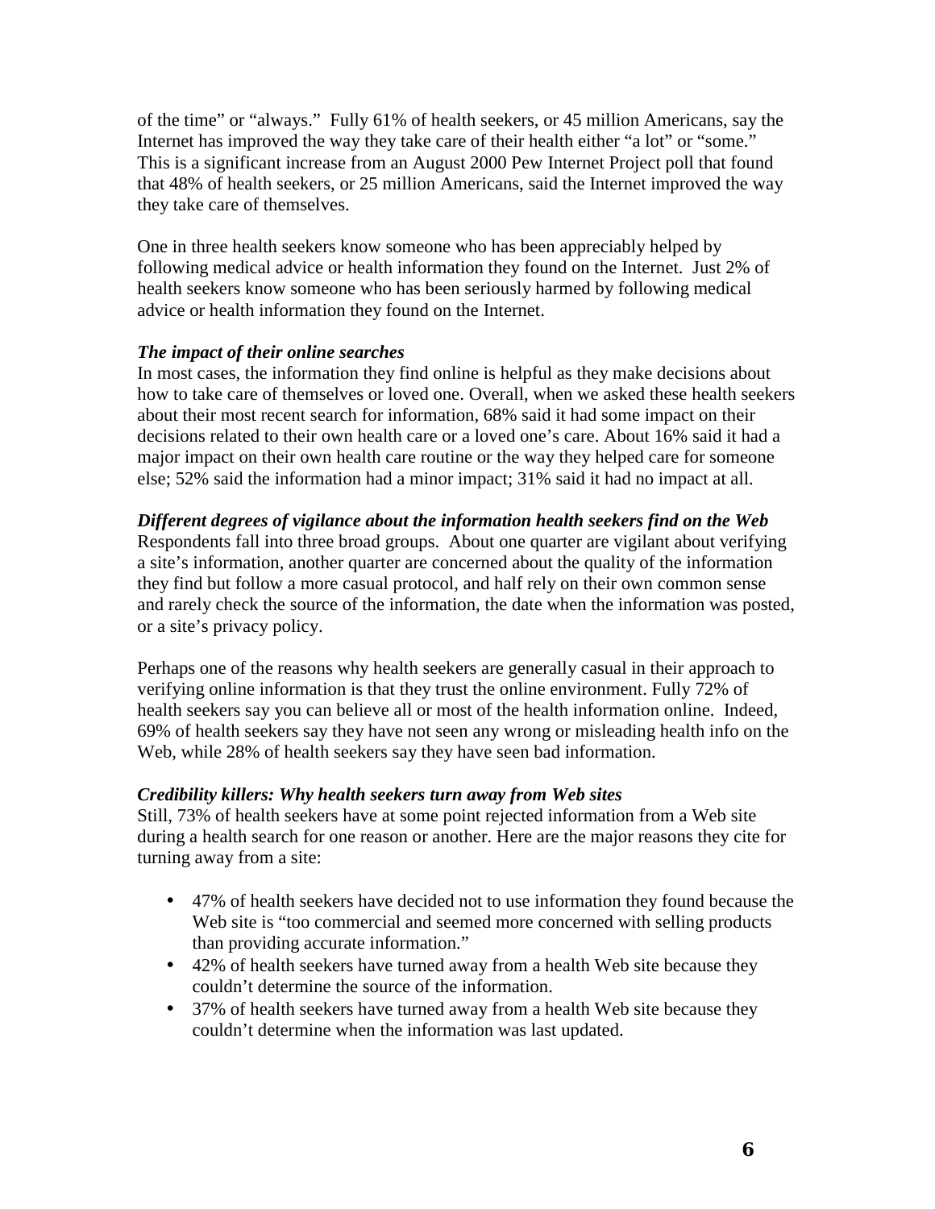of the time" or "always." Fully 61% of health seekers, or 45 million Americans, say the Internet has improved the way they take care of their health either "a lot" or "some." This is a significant increase from an August 2000 Pew Internet Project poll that found that 48% of health seekers, or 25 million Americans, said the Internet improved the way they take care of themselves.

One in three health seekers know someone who has been appreciably helped by following medical advice or health information they found on the Internet. Just 2% of health seekers know someone who has been seriously harmed by following medical advice or health information they found on the Internet.

***The impact of their online searches***

In most cases, the information they find online is helpful as they make decisions about how to take care of themselves or loved one. Overall, when we asked these health seekers about their most recent search for information, 68% said it had some impact on their decisions related to their own health care or a loved one's care. About 16% said it had a major impact on their own health care routine or the way they helped care for someone else; 52% said the information had a minor impact; 31% said it had no impact at all.

***Different degrees of vigilance about the information health seekers find on the Web***

Respondents fall into three broad groups. About one quarter are vigilant about verifying a site's information, another quarter are concerned about the quality of the information they find but follow a more casual protocol, and half rely on their own common sense and rarely check the source of the information, the date when the information was posted, or a site's privacy policy.

Perhaps one of the reasons why health seekers are generally casual in their approach to verifying online information is that they trust the online environment. Fully 72% of health seekers say you can believe all or most of the health information online. Indeed, 69% of health seekers say they have not seen any wrong or misleading health info on the Web, while 28% of health seekers say they have seen bad information.

***Credibility killers: Why health seekers turn away from Web sites***

Still, 73% of health seekers have at some point rejected information from a Web site during a health search for one reason or another. Here are the major reasons they cite for turning away from a site:

- 47% of health seekers have decided not to use information they found because the Web site is "too commercial and seemed more concerned with selling products than providing accurate information."
- 42% of health seekers have turned away from a health Web site because they couldn't determine the source of the information.
- 37% of health seekers have turned away from a health Web site because they couldn't determine when the information was last updated.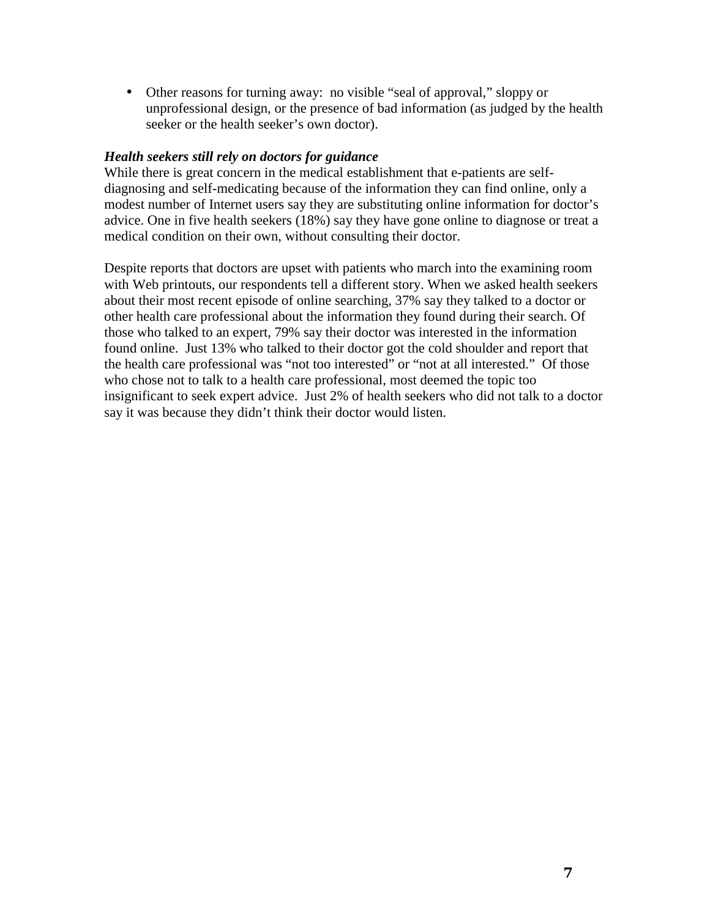- Other reasons for turning away: no visible "seal of approval," sloppy or unprofessional design, or the presence of bad information (as judged by the health seeker or the health seeker's own doctor).

***Health seekers still rely on doctors for guidance***

While there is great concern in the medical establishment that e-patients are self-diagnosing and self-medicating because of the information they can find online, only a modest number of Internet users say they are substituting online information for doctor's advice. One in five health seekers (18%) say they have gone online to diagnose or treat a medical condition on their own, without consulting their doctor.

Despite reports that doctors are upset with patients who march into the examining room with Web printouts, our respondents tell a different story. When we asked health seekers about their most recent episode of online searching, 37% say they talked to a doctor or other health care professional about the information they found during their search. Of those who talked to an expert, 79% say their doctor was interested in the information found online. Just 13% who talked to their doctor got the cold shoulder and report that the health care professional was "not too interested" or "not at all interested." Of those who chose not to talk to a health care professional, most deemed the topic too insignificant to seek expert advice. Just 2% of health seekers who did not talk to a doctor say it was because they didn't think their doctor would listen.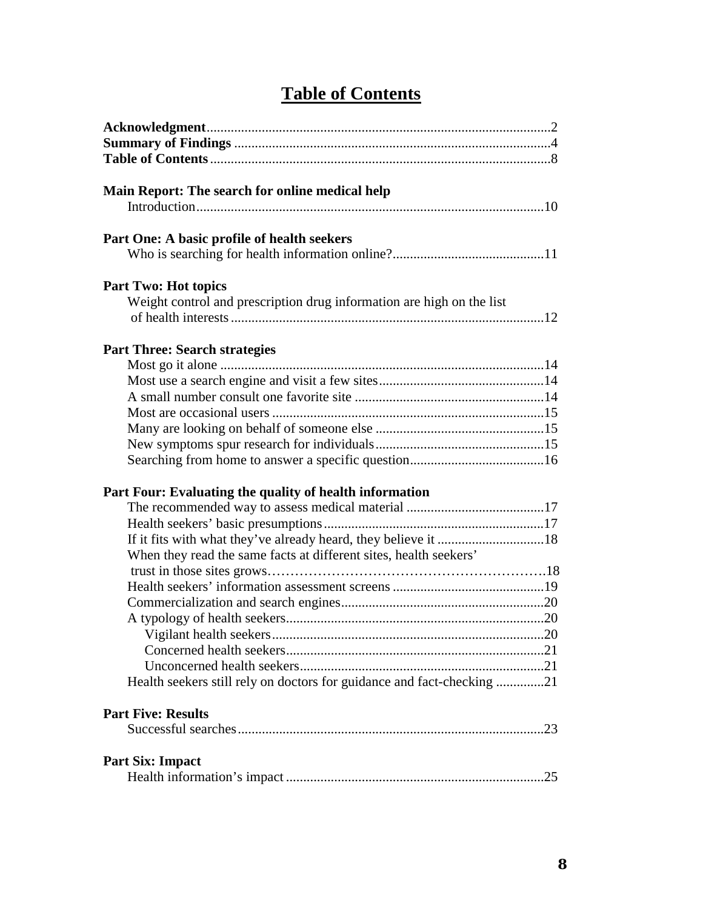# Table of Contents

**Acknowledgment** ... 2
**Summary of Findings** ... 4
**Table of Contents** ... 8

**Main Report: The search for online medical help**

- Introduction ... 10

**Part One: A basic profile of health seekers**

- Who is searching for health information online? ... 11

**Part Two: Hot topics**

- Weight control and prescription drug information are high on the list of health interests ... 12

**Part Three: Search strategies**

- Most go it alone ... 14
- Most use a search engine and visit a few sites ... 14
- A small number consult one favorite site ... 14
- Most are occasional users ... 15
- Many are looking on behalf of someone else ... 15
- New symptoms spur research for individuals ... 15
- Searching from home to answer a specific question ... 16

**Part Four: Evaluating the quality of health information**

- The recommended way to assess medical material ... 17
- Health seekers' basic presumptions ... 17
- If it fits with what they've already heard, they believe it ... 18
- When they read the same facts at different sites, health seekers' trust in those sites grows ... 18
- Health seekers' information assessment screens ... 19
- Commercialization and search engines ... 20
- A typology of health seekers ... 20
  - Vigilant health seekers ... 20
  - Concerned health seekers ... 21
  - Unconcerned health seekers ... 21
- Health seekers still rely on doctors for guidance and fact-checking ... 21

**Part Five: Results**

- Successful searches ... 23

**Part Six: Impact**

- Health information's impact ... 25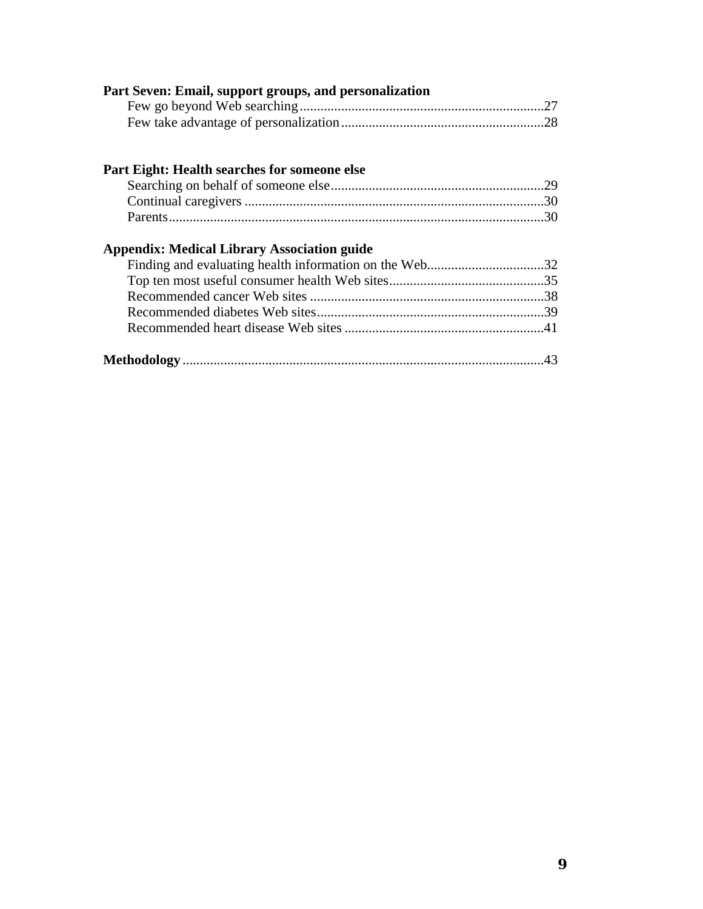**Part Seven: Email, support groups, and personalization**

Few go beyond Web searching.......................................................................27
Few take advantage of personalization...........................................................28

**Part Eight: Health searches for someone else**

Searching on behalf of someone else..............................................................29
Continual caregivers .......................................................................................30
Parents.............................................................................................................30

**Appendix: Medical Library Association guide**

Finding and evaluating health information on the Web..................................32
Top ten most useful consumer health Web sites.............................................35
Recommended cancer Web sites ....................................................................38
Recommended diabetes Web sites..................................................................39
Recommended heart disease Web sites ..........................................................41

**Methodology**.........................................................................................................43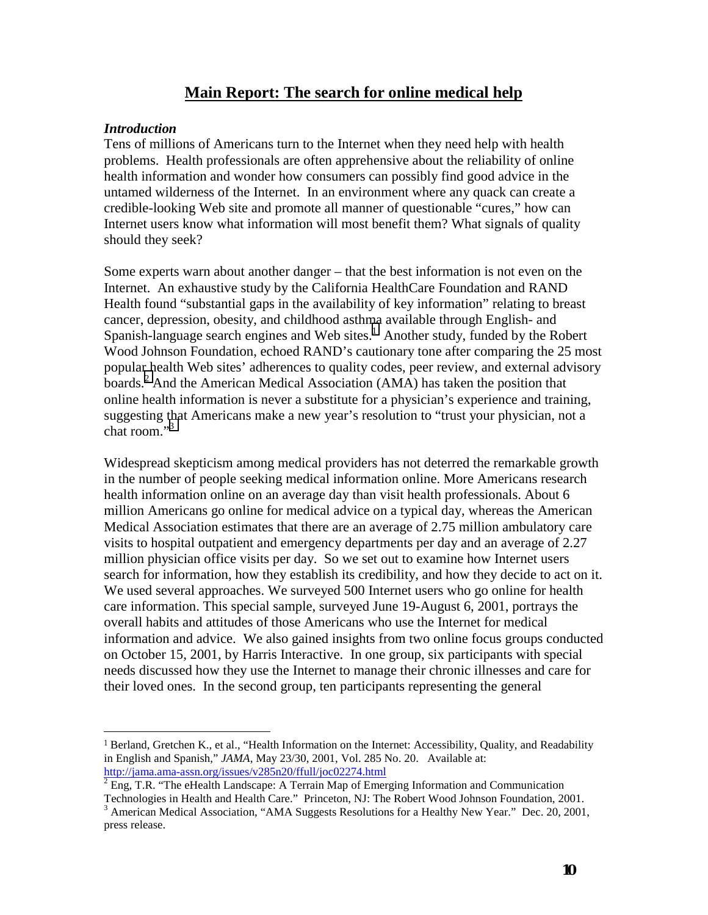# Main Report: The search for online medical help

***Introduction***

Tens of millions of Americans turn to the Internet when they need help with health problems. Health professionals are often apprehensive about the reliability of online health information and wonder how consumers can possibly find good advice in the untamed wilderness of the Internet. In an environment where any quack can create a credible-looking Web site and promote all manner of questionable "cures," how can Internet users know what information will most benefit them? What signals of quality should they seek?

Some experts warn about another danger – that the best information is not even on the Internet. An exhaustive study by the California HealthCare Foundation and RAND Health found "substantial gaps in the availability of key information" relating to breast cancer, depression, obesity, and childhood asthma available through English- and Spanish-language search engines and Web sites.[1] Another study, funded by the Robert Wood Johnson Foundation, echoed RAND's cautionary tone after comparing the 25 most popular health Web sites' adherences to quality codes, peer review, and external advisory boards.[2] And the American Medical Association (AMA) has taken the position that online health information is never a substitute for a physician's experience and training, suggesting that Americans make a new year's resolution to "trust your physician, not a chat room."[3]

Widespread skepticism among medical providers has not deterred the remarkable growth in the number of people seeking medical information online. More Americans research health information online on an average day than visit health professionals. About 6 million Americans go online for medical advice on a typical day, whereas the American Medical Association estimates that there are an average of 2.75 million ambulatory care visits to hospital outpatient and emergency departments per day and an average of 2.27 million physician office visits per day. So we set out to examine how Internet users search for information, how they establish its credibility, and how they decide to act on it. We used several approaches. We surveyed 500 Internet users who go online for health care information. This special sample, surveyed June 19-August 6, 2001, portrays the overall habits and attitudes of those Americans who use the Internet for medical information and advice. We also gained insights from two online focus groups conducted on October 15, 2001, by Harris Interactive. In one group, six participants with special needs discussed how they use the Internet to manage their chronic illnesses and care for their loved ones. In the second group, ten participants representing the general

---

[1] Berland, Gretchen K., et al., "Health Information on the Internet: Accessibility, Quality, and Readability in English and Spanish," *JAMA*, May 23/30, 2001, Vol. 285 No. 20. Available at: http://jama.ama-assn.org/issues/v285n20/ffull/joc02274.html

[2] Eng, T.R. "The eHealth Landscape: A Terrain Map of Emerging Information and Communication Technologies in Health and Health Care." Princeton, NJ: The Robert Wood Johnson Foundation, 2001.

[3] American Medical Association, "AMA Suggests Resolutions for a Healthy New Year." Dec. 20, 2001, press release.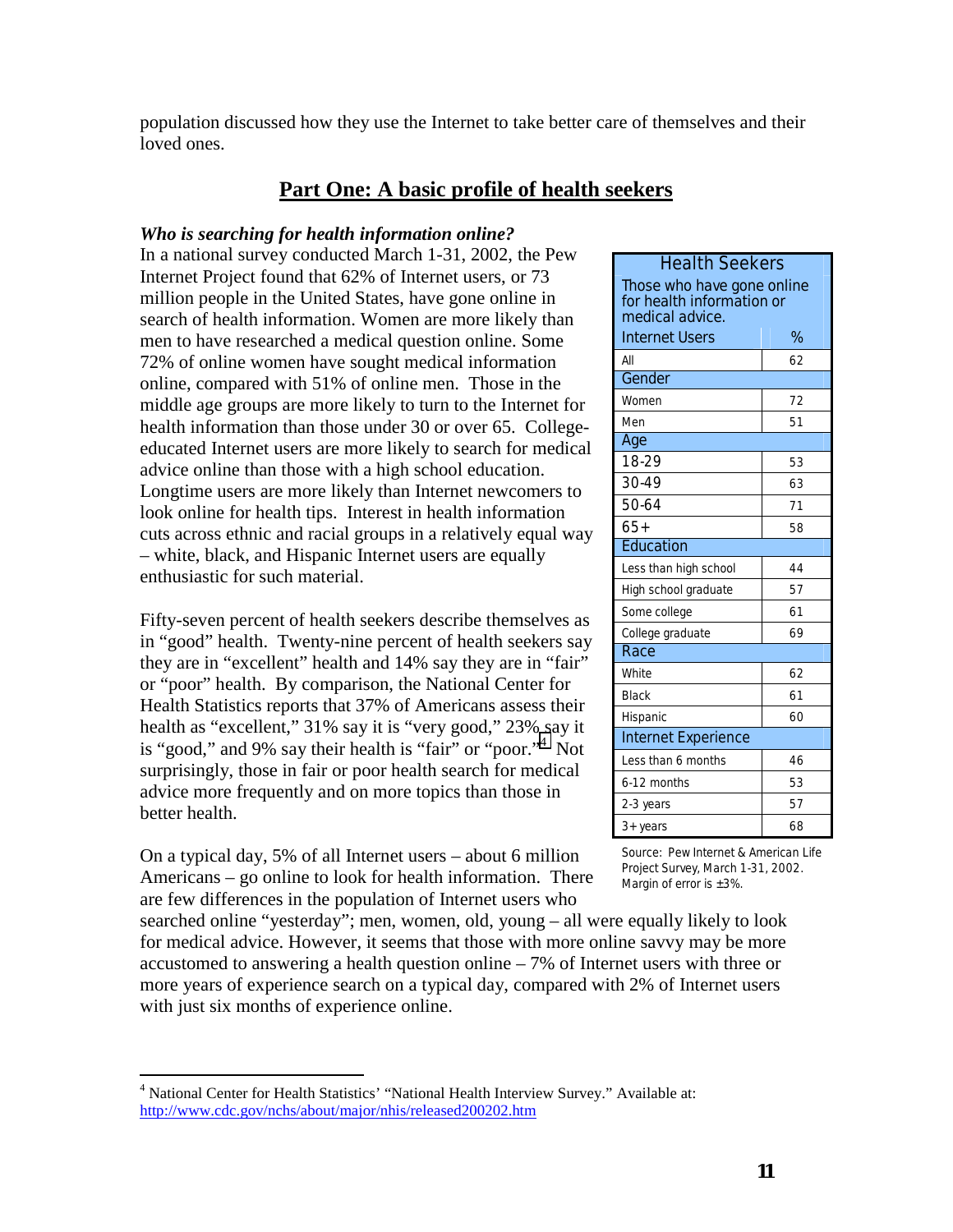population discussed how they use the Internet to take better care of themselves and their loved ones.

## Part One: A basic profile of health seekers

***Who is searching for health information online?***

In a national survey conducted March 1-31, 2002, the Pew Internet Project found that 62% of Internet users, or 73 million people in the United States, have gone online in search of health information. Women are more likely than men to have researched a medical question online. Some 72% of online women have sought medical information online, compared with 51% of online men. Those in the middle age groups are more likely to turn to the Internet for health information than those under 30 or over 65. College-educated Internet users are more likely to search for medical advice online than those with a high school education. Longtime users are more likely than Internet newcomers to look online for health tips. Interest in health information cuts across ethnic and racial groups in a relatively equal way – white, black, and Hispanic Internet users are equally enthusiastic for such material.

| Health Seekers<br>Those who have gone online for health information or medical advice. | |
|---|---|
| Internet Users | % |
| All | 62 |
| **Gender** | |
| Women | 72 |
| Men | 51 |
| **Age** | |
| 18-29 | 53 |
| 30-49 | 63 |
| 50-64 | 71 |
| 65+ | 58 |
| **Education** | |
| Less than high school | 44 |
| High school graduate | 57 |
| Some college | 61 |
| College graduate | 69 |
| **Race** | |
| White | 62 |
| Black | 61 |
| Hispanic | 60 |
| **Internet Experience** | |
| Less than 6 months | 46 |
| 6-12 months | 53 |
| 2-3 years | 57 |
| 3+ years | 68 |

Source: Pew Internet & American Life Project Survey, March 1-31, 2002. Margin of error is ±3%.

Fifty-seven percent of health seekers describe themselves as in "good" health. Twenty-nine percent of health seekers say they are in "excellent" health and 14% say they are in "fair" or "poor" health. By comparison, the National Center for Health Statistics reports that 37% of Americans assess their health as "excellent," 31% say it is "very good," 23% say it is "good," and 9% say their health is "fair" or "poor."[4] Not surprisingly, those in fair or poor health search for medical advice more frequently and on more topics than those in better health.

On a typical day, 5% of all Internet users – about 6 million Americans – go online to look for health information. There are few differences in the population of Internet users who searched online "yesterday"; men, women, old, young – all were equally likely to look for medical advice. However, it seems that those with more online savvy may be more accustomed to answering a health question online – 7% of Internet users with three or more years of experience search on a typical day, compared with 2% of Internet users with just six months of experience online.

---

[4] National Center for Health Statistics' "National Health Interview Survey." Available at: http://www.cdc.gov/nchs/about/major/nhis/released200202.htm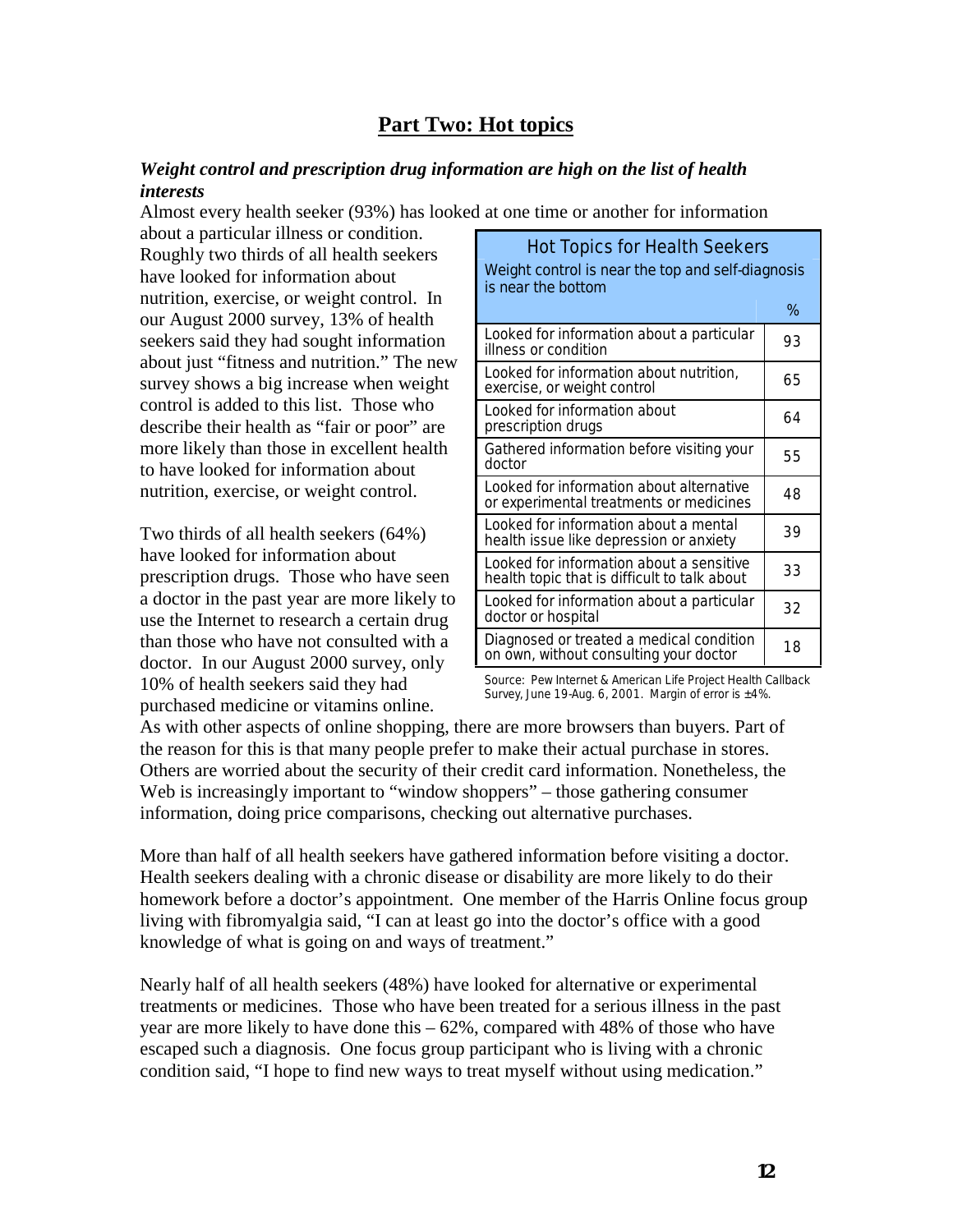## Part Two: Hot topics

***Weight control and prescription drug information are high on the list of health interests***

Almost every health seeker (93%) has looked at one time or another for information about a particular illness or condition. Roughly two thirds of all health seekers have looked for information about nutrition, exercise, or weight control. In our August 2000 survey, 13% of health seekers said they had sought information about just "fitness and nutrition." The new survey shows a big increase when weight control is added to this list. Those who describe their health as "fair or poor" are more likely than those in excellent health to have looked for information about nutrition, exercise, or weight control.

**Hot Topics for Health Seekers**

Weight control is near the top and self-diagnosis is near the bottom

| | % |
|---|---|
| Looked for information about a particular illness or condition | 93 |
| Looked for information about nutrition, exercise, or weight control | 65 |
| Looked for information about prescription drugs | 64 |
| Gathered information before visiting your doctor | 55 |
| Looked for information about alternative or experimental treatments or medicines | 48 |
| Looked for information about a mental health issue like depression or anxiety | 39 |
| Looked for information about a sensitive health topic that is difficult to talk about | 33 |
| Looked for information about a particular doctor or hospital | 32 |
| Diagnosed or treated a medical condition on own, without consulting your doctor | 18 |

Source: Pew Internet & American Life Project Health Callback Survey, June 19-Aug. 6, 2001. Margin of error is ±4%.

Two thirds of all health seekers (64%) have looked for information about prescription drugs. Those who have seen a doctor in the past year are more likely to use the Internet to research a certain drug than those who have not consulted with a doctor. In our August 2000 survey, only 10% of health seekers said they had purchased medicine or vitamins online. As with other aspects of online shopping, there are more browsers than buyers. Part of the reason for this is that many people prefer to make their actual purchase in stores. Others are worried about the security of their credit card information. Nonetheless, the Web is increasingly important to "window shoppers" – those gathering consumer information, doing price comparisons, checking out alternative purchases.

More than half of all health seekers have gathered information before visiting a doctor. Health seekers dealing with a chronic disease or disability are more likely to do their homework before a doctor's appointment. One member of the Harris Online focus group living with fibromyalgia said, "I can at least go into the doctor's office with a good knowledge of what is going on and ways of treatment."

Nearly half of all health seekers (48%) have looked for alternative or experimental treatments or medicines. Those who have been treated for a serious illness in the past year are more likely to have done this – 62%, compared with 48% of those who have escaped such a diagnosis. One focus group participant who is living with a chronic condition said, "I hope to find new ways to treat myself without using medication."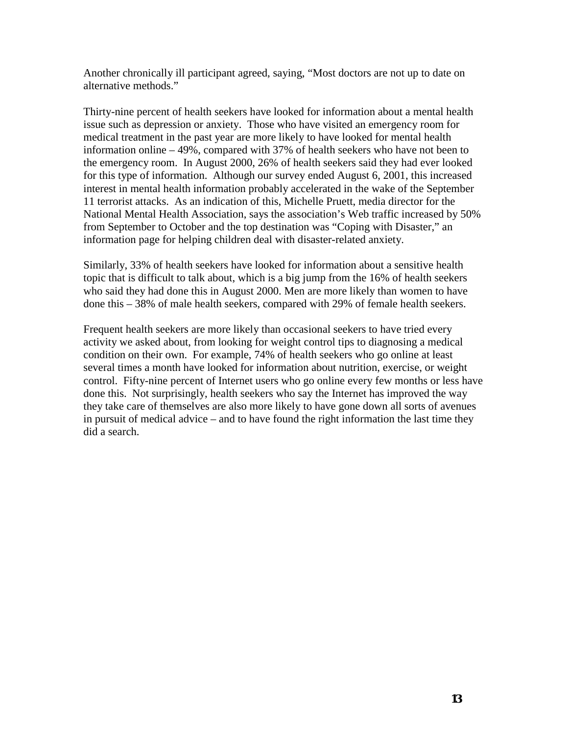Another chronically ill participant agreed, saying, “Most doctors are not up to date on alternative methods.”

Thirty-nine percent of health seekers have looked for information about a mental health issue such as depression or anxiety. Those who have visited an emergency room for medical treatment in the past year are more likely to have looked for mental health information online – 49%, compared with 37% of health seekers who have not been to the emergency room. In August 2000, 26% of health seekers said they had ever looked for this type of information. Although our survey ended August 6, 2001, this increased interest in mental health information probably accelerated in the wake of the September 11 terrorist attacks. As an indication of this, Michelle Pruett, media director for the National Mental Health Association, says the association’s Web traffic increased by 50% from September to October and the top destination was “Coping with Disaster,” an information page for helping children deal with disaster-related anxiety.

Similarly, 33% of health seekers have looked for information about a sensitive health topic that is difficult to talk about, which is a big jump from the 16% of health seekers who said they had done this in August 2000. Men are more likely than women to have done this – 38% of male health seekers, compared with 29% of female health seekers.

Frequent health seekers are more likely than occasional seekers to have tried every activity we asked about, from looking for weight control tips to diagnosing a medical condition on their own. For example, 74% of health seekers who go online at least several times a month have looked for information about nutrition, exercise, or weight control. Fifty-nine percent of Internet users who go online every few months or less have done this. Not surprisingly, health seekers who say the Internet has improved the way they take care of themselves are also more likely to have gone down all sorts of avenues in pursuit of medical advice – and to have found the right information the last time they did a search.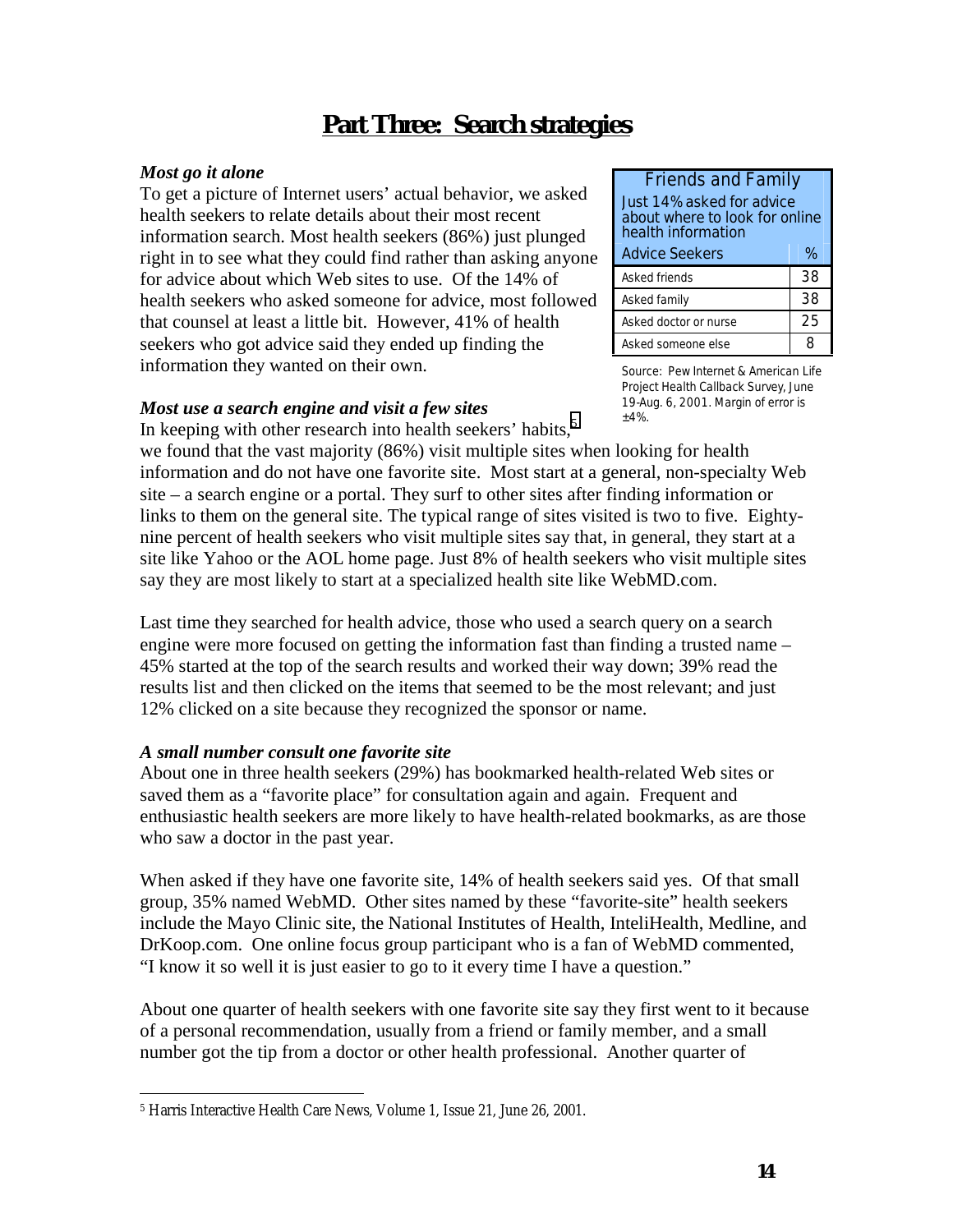# Part Three: Search strategies

***Most go it alone***

To get a picture of Internet users' actual behavior, we asked health seekers to relate details about their most recent information search. Most health seekers (86%) just plunged right in to see what they could find rather than asking anyone for advice about which Web sites to use. Of the 14% of health seekers who asked someone for advice, most followed that counsel at least a little bit. However, 41% of health seekers who got advice said they ended up finding the information they wanted on their own.

| Friends and Family | |
|---|---|
| Just 14% asked for advice about where to look for online health information | |
| Advice Seekers | % |
| Asked friends | 38 |
| Asked family | 38 |
| Asked doctor or nurse | 25 |
| Asked someone else | 8 |

Source: Pew Internet & American Life Project Health Callback Survey, June 19-Aug. 6, 2001. Margin of error is ±4%.

***Most use a search engine and visit a few sites***

In keeping with other research into health seekers' habits,[5] we found that the vast majority (86%) visit multiple sites when looking for health information and do not have one favorite site. Most start at a general, non-specialty Web site – a search engine or a portal. They surf to other sites after finding information or links to them on the general site. The typical range of sites visited is two to five. Eighty-nine percent of health seekers who visit multiple sites say that, in general, they start at a site like Yahoo or the AOL home page. Just 8% of health seekers who visit multiple sites say they are most likely to start at a specialized health site like WebMD.com.

Last time they searched for health advice, those who used a search query on a search engine were more focused on getting the information fast than finding a trusted name – 45% started at the top of the search results and worked their way down; 39% read the results list and then clicked on the items that seemed to be the most relevant; and just 12% clicked on a site because they recognized the sponsor or name.

***A small number consult one favorite site***

About one in three health seekers (29%) has bookmarked health-related Web sites or saved them as a "favorite place" for consultation again and again. Frequent and enthusiastic health seekers are more likely to have health-related bookmarks, as are those who saw a doctor in the past year.

When asked if they have one favorite site, 14% of health seekers said yes. Of that small group, 35% named WebMD. Other sites named by these "favorite-site" health seekers include the Mayo Clinic site, the National Institutes of Health, InteliHealth, Medline, and DrKoop.com. One online focus group participant who is a fan of WebMD commented, "I know it so well it is just easier to go to it every time I have a question."

About one quarter of health seekers with one favorite site say they first went to it because of a personal recommendation, usually from a friend or family member, and a small number got the tip from a doctor or other health professional. Another quarter of

[5] Harris Interactive Health Care News, Volume 1, Issue 21, June 26, 2001.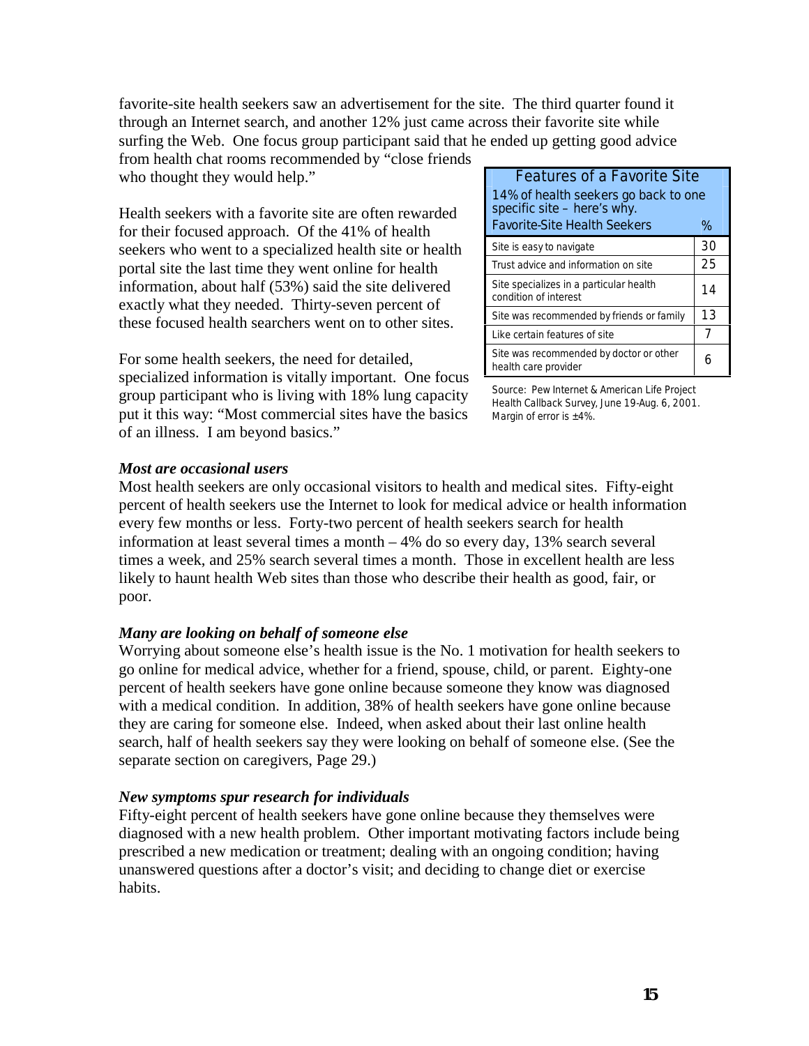favorite-site health seekers saw an advertisement for the site. The third quarter found it through an Internet search, and another 12% just came across their favorite site while surfing the Web. One focus group participant said that he ended up getting good advice from health chat rooms recommended by "close friends who thought they would help."

Health seekers with a favorite site are often rewarded for their focused approach. Of the 41% of health seekers who went to a specialized health site or health portal site the last time they went online for health information, about half (53%) said the site delivered exactly what they needed. Thirty-seven percent of these focused health searchers went on to other sites.

For some health seekers, the need for detailed, specialized information is vitally important. One focus group participant who is living with 18% lung capacity put it this way: "Most commercial sites have the basics of an illness. I am beyond basics."

**Features of a Favorite Site**

14% of health seekers go back to one specific site – here's why.

| Favorite-Site Health Seekers | % |
|---|---|
| Site is easy to navigate | 30 |
| Trust advice and information on site | 25 |
| Site specializes in a particular health condition of interest | 14 |
| Site was recommended by friends or family | 13 |
| Like certain features of site | 7 |
| Site was recommended by doctor or other health care provider | 6 |

Source: Pew Internet & American Life Project Health Callback Survey, June 19-Aug. 6, 2001. Margin of error is ±4%.

### *Most are occasional users*

Most health seekers are only occasional visitors to health and medical sites. Fifty-eight percent of health seekers use the Internet to look for medical advice or health information every few months or less. Forty-two percent of health seekers search for health information at least several times a month – 4% do so every day, 13% search several times a week, and 25% search several times a month. Those in excellent health are less likely to haunt health Web sites than those who describe their health as good, fair, or poor.

### *Many are looking on behalf of someone else*

Worrying about someone else's health issue is the No. 1 motivation for health seekers to go online for medical advice, whether for a friend, spouse, child, or parent. Eighty-one percent of health seekers have gone online because someone they know was diagnosed with a medical condition. In addition, 38% of health seekers have gone online because they are caring for someone else. Indeed, when asked about their last online health search, half of health seekers say they were looking on behalf of someone else. (See the separate section on caregivers, Page 29.)

### *New symptoms spur research for individuals*

Fifty-eight percent of health seekers have gone online because they themselves were diagnosed with a new health problem. Other important motivating factors include being prescribed a new medication or treatment; dealing with an ongoing condition; having unanswered questions after a doctor's visit; and deciding to change diet or exercise habits.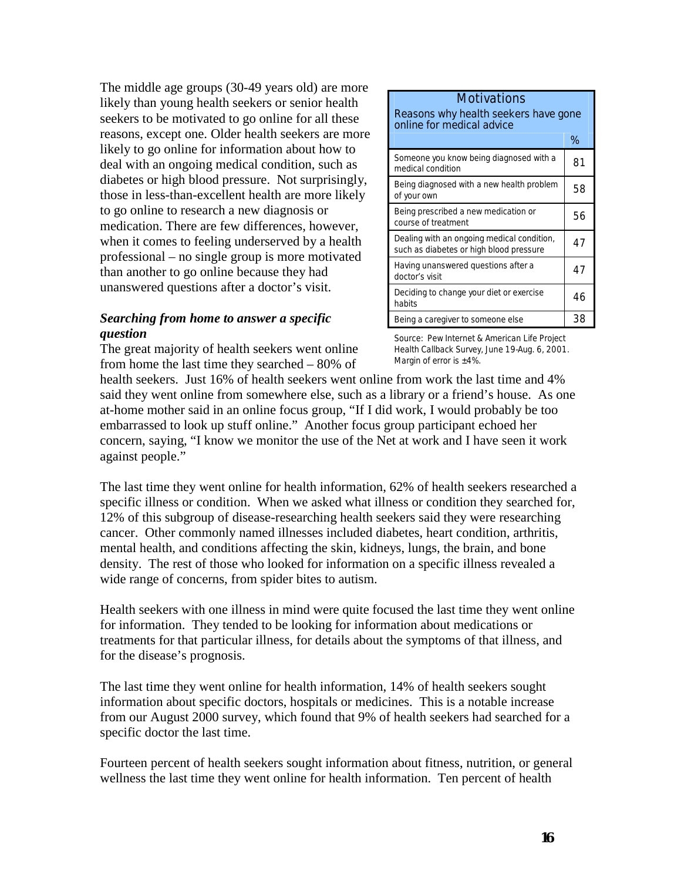The middle age groups (30-49 years old) are more likely than young health seekers or senior health seekers to be motivated to go online for all these reasons, except one. Older health seekers are more likely to go online for information about how to deal with an ongoing medical condition, such as diabetes or high blood pressure. Not surprisingly, those in less-than-excellent health are more likely to go online to research a new diagnosis or medication. There are few differences, however, when it comes to feeling underserved by a health professional – no single group is more motivated than another to go online because they had unanswered questions after a doctor's visit.

**Motivations**

Reasons why health seekers have gone online for medical advice

| | % |
|---|---|
| Someone you know being diagnosed with a medical condition | 81 |
| Being diagnosed with a new health problem of your own | 58 |
| Being prescribed a new medication or course of treatment | 56 |
| Dealing with an ongoing medical condition, such as diabetes or high blood pressure | 47 |
| Having unanswered questions after a doctor's visit | 47 |
| Deciding to change your diet or exercise habits | 46 |
| Being a caregiver to someone else | 38 |

Source: Pew Internet & American Life Project Health Callback Survey, June 19-Aug. 6, 2001. Margin of error is ±4%.

### *Searching from home to answer a specific question*

The great majority of health seekers went online from home the last time they searched – 80% of health seekers. Just 16% of health seekers went online from work the last time and 4% said they went online from somewhere else, such as a library or a friend's house. As one at-home mother said in an online focus group, "If I did work, I would probably be too embarrassed to look up stuff online." Another focus group participant echoed her concern, saying, "I know we monitor the use of the Net at work and I have seen it work against people."

The last time they went online for health information, 62% of health seekers researched a specific illness or condition. When we asked what illness or condition they searched for, 12% of this subgroup of disease-researching health seekers said they were researching cancer. Other commonly named illnesses included diabetes, heart condition, arthritis, mental health, and conditions affecting the skin, kidneys, lungs, the brain, and bone density. The rest of those who looked for information on a specific illness revealed a wide range of concerns, from spider bites to autism.

Health seekers with one illness in mind were quite focused the last time they went online for information. They tended to be looking for information about medications or treatments for that particular illness, for details about the symptoms of that illness, and for the disease's prognosis.

The last time they went online for health information, 14% of health seekers sought information about specific doctors, hospitals or medicines. This is a notable increase from our August 2000 survey, which found that 9% of health seekers had searched for a specific doctor the last time.

Fourteen percent of health seekers sought information about fitness, nutrition, or general wellness the last time they went online for health information. Ten percent of health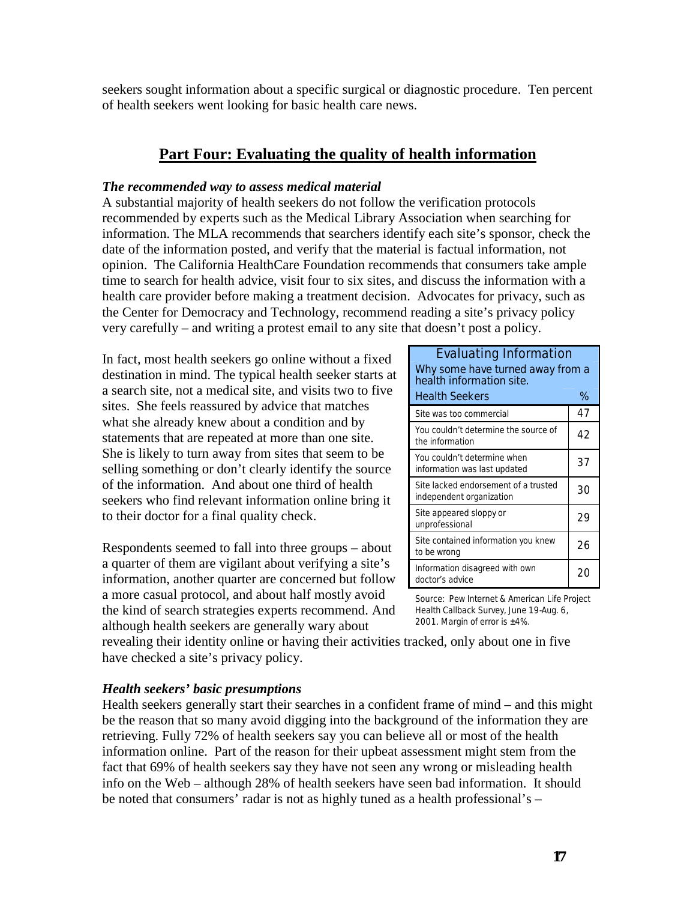seekers sought information about a specific surgical or diagnostic procedure. Ten percent of health seekers went looking for basic health care news.

## Part Four: Evaluating the quality of health information

### *The recommended way to assess medical material*

A substantial majority of health seekers do not follow the verification protocols recommended by experts such as the Medical Library Association when searching for information. The MLA recommends that searchers identify each site's sponsor, check the date of the information posted, and verify that the material is factual information, not opinion. The California HealthCare Foundation recommends that consumers take ample time to search for health advice, visit four to six sites, and discuss the information with a health care provider before making a treatment decision. Advocates for privacy, such as the Center for Democracy and Technology, recommend reading a site's privacy policy very carefully – and writing a protest email to any site that doesn't post a policy.

In fact, most health seekers go online without a fixed destination in mind. The typical health seeker starts at a search site, not a medical site, and visits two to five sites. She feels reassured by advice that matches what she already knew about a condition and by statements that are repeated at more than one site. She is likely to turn away from sites that seem to be selling something or don't clearly identify the source of the information. And about one third of health seekers who find relevant information online bring it to their doctor for a final quality check.

**Evaluating Information**

Why some have turned away from a health information site.

| Health Seekers | % |
|---|---|
| Site was too commercial | 47 |
| You couldn't determine the source of the information | 42 |
| You couldn't determine when information was last updated | 37 |
| Site lacked endorsement of a trusted independent organization | 30 |
| Site appeared sloppy or unprofessional | 29 |
| Site contained information you knew to be wrong | 26 |
| Information disagreed with own doctor's advice | 20 |

Source: Pew Internet & American Life Project Health Callback Survey, June 19-Aug. 6, 2001. Margin of error is ±4%.

Respondents seemed to fall into three groups – about a quarter of them are vigilant about verifying a site's information, another quarter are concerned but follow a more casual protocol, and about half mostly avoid the kind of search strategies experts recommend. And although health seekers are generally wary about revealing their identity online or having their activities tracked, only about one in five have checked a site's privacy policy.

### *Health seekers' basic presumptions*

Health seekers generally start their searches in a confident frame of mind – and this might be the reason that so many avoid digging into the background of the information they are retrieving. Fully 72% of health seekers say you can believe all or most of the health information online. Part of the reason for their upbeat assessment might stem from the fact that 69% of health seekers say they have not seen any wrong or misleading health info on the Web – although 28% of health seekers have seen bad information. It should be noted that consumers' radar is not as highly tuned as a health professional's –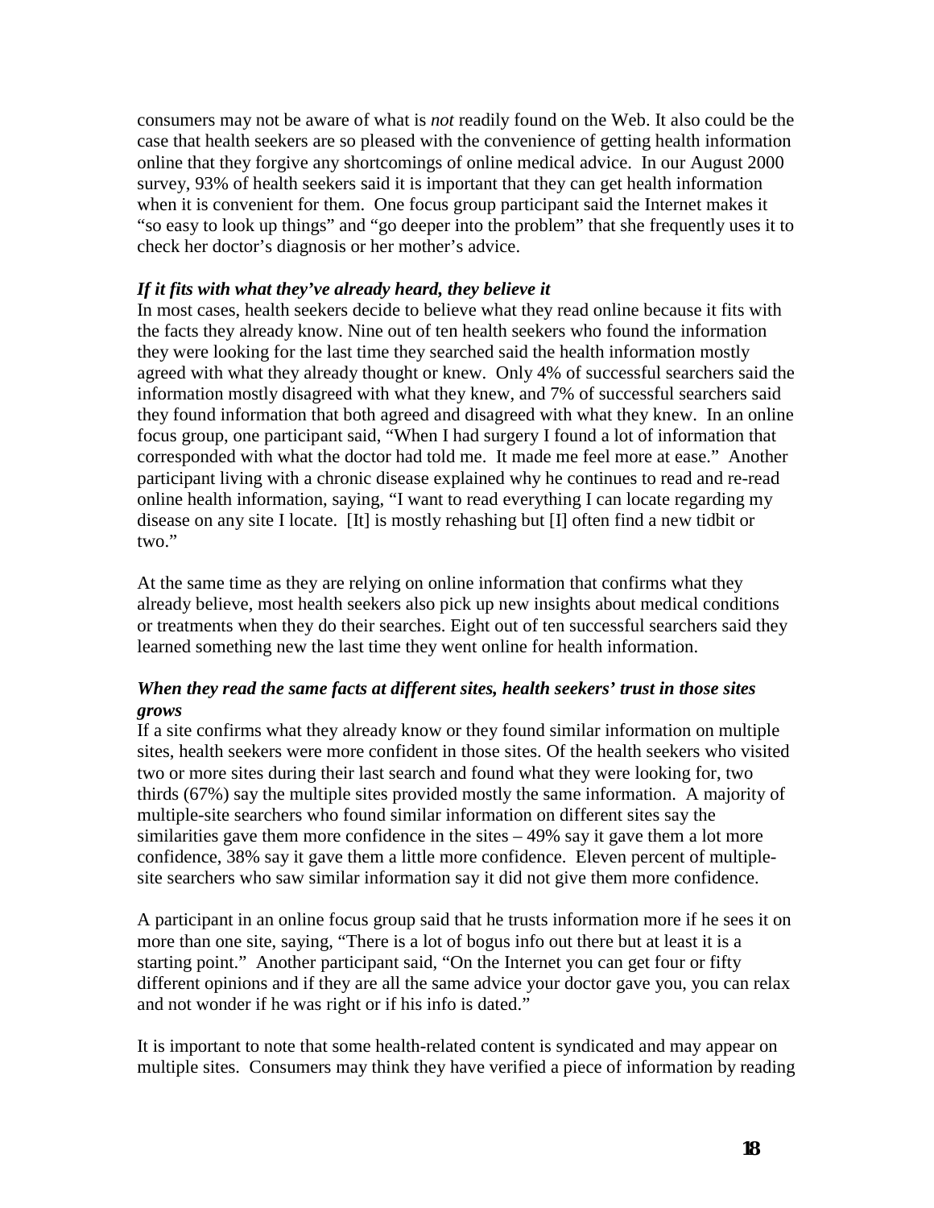consumers may not be aware of what is *not* readily found on the Web. It also could be the case that health seekers are so pleased with the convenience of getting health information online that they forgive any shortcomings of online medical advice. In our August 2000 survey, 93% of health seekers said it is important that they can get health information when it is convenient for them. One focus group participant said the Internet makes it "so easy to look up things" and "go deeper into the problem" that she frequently uses it to check her doctor's diagnosis or her mother's advice.

### *If it fits with what they've already heard, they believe it*

In most cases, health seekers decide to believe what they read online because it fits with the facts they already know. Nine out of ten health seekers who found the information they were looking for the last time they searched said the health information mostly agreed with what they already thought or knew. Only 4% of successful searchers said the information mostly disagreed with what they knew, and 7% of successful searchers said they found information that both agreed and disagreed with what they knew. In an online focus group, one participant said, "When I had surgery I found a lot of information that corresponded with what the doctor had told me. It made me feel more at ease." Another participant living with a chronic disease explained why he continues to read and re-read online health information, saying, "I want to read everything I can locate regarding my disease on any site I locate. [It] is mostly rehashing but [I] often find a new tidbit or two."

At the same time as they are relying on online information that confirms what they already believe, most health seekers also pick up new insights about medical conditions or treatments when they do their searches. Eight out of ten successful searchers said they learned something new the last time they went online for health information.

### *When they read the same facts at different sites, health seekers' trust in those sites grows*

If a site confirms what they already know or they found similar information on multiple sites, health seekers were more confident in those sites. Of the health seekers who visited two or more sites during their last search and found what they were looking for, two thirds (67%) say the multiple sites provided mostly the same information. A majority of multiple-site searchers who found similar information on different sites say the similarities gave them more confidence in the sites – 49% say it gave them a lot more confidence, 38% say it gave them a little more confidence. Eleven percent of multiple-site searchers who saw similar information say it did not give them more confidence.

A participant in an online focus group said that he trusts information more if he sees it on more than one site, saying, "There is a lot of bogus info out there but at least it is a starting point." Another participant said, "On the Internet you can get four or fifty different opinions and if they are all the same advice your doctor gave you, you can relax and not wonder if he was right or if his info is dated."

It is important to note that some health-related content is syndicated and may appear on multiple sites. Consumers may think they have verified a piece of information by reading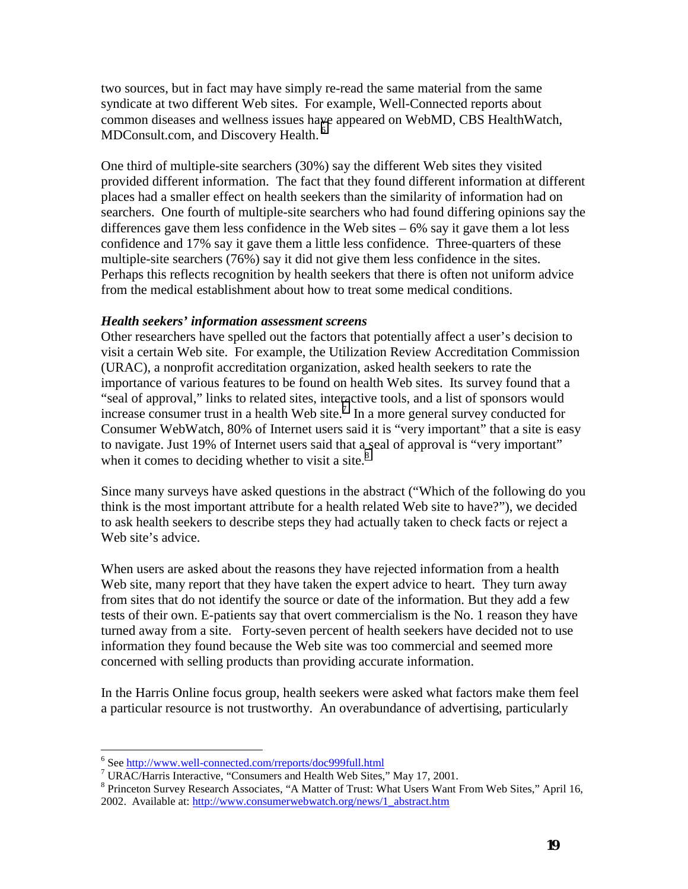two sources, but in fact may have simply re-read the same material from the same syndicate at two different Web sites. For example, Well-Connected reports about common diseases and wellness issues have appeared on WebMD, CBS HealthWatch, MDConsult.com, and Discovery Health.[6]

One third of multiple-site searchers (30%) say the different Web sites they visited provided different information. The fact that they found different information at different places had a smaller effect on health seekers than the similarity of information had on searchers. One fourth of multiple-site searchers who had found differing opinions say the differences gave them less confidence in the Web sites – 6% say it gave them a lot less confidence and 17% say it gave them a little less confidence. Three-quarters of these multiple-site searchers (76%) say it did not give them less confidence in the sites. Perhaps this reflects recognition by health seekers that there is often not uniform advice from the medical establishment about how to treat some medical conditions.

***Health seekers' information assessment screens***

Other researchers have spelled out the factors that potentially affect a user's decision to visit a certain Web site. For example, the Utilization Review Accreditation Commission (URAC), a nonprofit accreditation organization, asked health seekers to rate the importance of various features to be found on health Web sites. Its survey found that a "seal of approval," links to related sites, interactive tools, and a list of sponsors would increase consumer trust in a health Web site.[7] In a more general survey conducted for Consumer WebWatch, 80% of Internet users said it is "very important" that a site is easy to navigate. Just 19% of Internet users said that a seal of approval is "very important" when it comes to deciding whether to visit a site.[8]

Since many surveys have asked questions in the abstract ("Which of the following do you think is the most important attribute for a health related Web site to have?"), we decided to ask health seekers to describe steps they had actually taken to check facts or reject a Web site's advice.

When users are asked about the reasons they have rejected information from a health Web site, many report that they have taken the expert advice to heart. They turn away from sites that do not identify the source or date of the information. But they add a few tests of their own. E-patients say that overt commercialism is the No. 1 reason they have turned away from a site. Forty-seven percent of health seekers have decided not to use information they found because the Web site was too commercial and seemed more concerned with selling products than providing accurate information.

In the Harris Online focus group, health seekers were asked what factors make them feel a particular resource is not trustworthy. An overabundance of advertising, particularly

---

[6] See http://www.well-connected.com/rreports/doc999full.html

[7] URAC/Harris Interactive, "Consumers and Health Web Sites," May 17, 2001.

[8] Princeton Survey Research Associates, "A Matter of Trust: What Users Want From Web Sites," April 16, 2002. Available at: http://www.consumerwebwatch.org/news/1_abstract.htm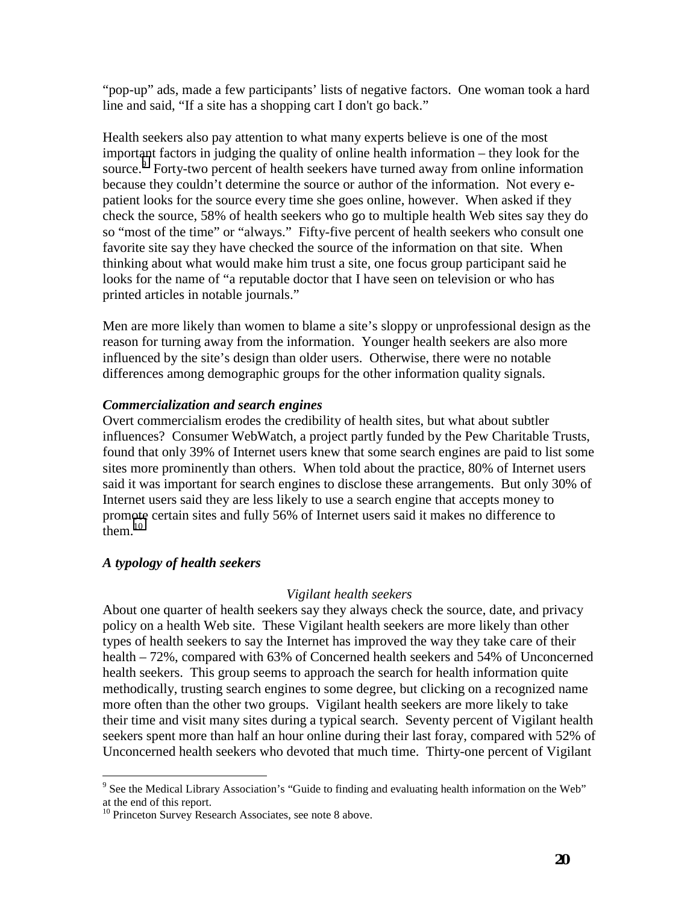"pop-up" ads, made a few participants' lists of negative factors. One woman took a hard line and said, "If a site has a shopping cart I don't go back."

Health seekers also pay attention to what many experts believe is one of the most important factors in judging the quality of online health information – they look for the source.[9] Forty-two percent of health seekers have turned away from online information because they couldn't determine the source or author of the information. Not every e-patient looks for the source every time she goes online, however. When asked if they check the source, 58% of health seekers who go to multiple health Web sites say they do so "most of the time" or "always." Fifty-five percent of health seekers who consult one favorite site say they have checked the source of the information on that site. When thinking about what would make him trust a site, one focus group participant said he looks for the name of "a reputable doctor that I have seen on television or who has printed articles in notable journals."

Men are more likely than women to blame a site's sloppy or unprofessional design as the reason for turning away from the information. Younger health seekers are also more influenced by the site's design than older users. Otherwise, there were no notable differences among demographic groups for the other information quality signals.

### *Commercialization and search engines*

Overt commercialism erodes the credibility of health sites, but what about subtler influences? Consumer WebWatch, a project partly funded by the Pew Charitable Trusts, found that only 39% of Internet users knew that some search engines are paid to list some sites more prominently than others. When told about the practice, 80% of Internet users said it was important for search engines to disclose these arrangements. But only 30% of Internet users said they are less likely to use a search engine that accepts money to promote certain sites and fully 56% of Internet users said it makes no difference to them.[10]

## *A typology of health seekers*

#### *Vigilant health seekers*

About one quarter of health seekers say they always check the source, date, and privacy policy on a health Web site. These Vigilant health seekers are more likely than other types of health seekers to say the Internet has improved the way they take care of their health – 72%, compared with 63% of Concerned health seekers and 54% of Unconcerned health seekers. This group seems to approach the search for health information quite methodically, trusting search engines to some degree, but clicking on a recognized name more often than the other two groups. Vigilant health seekers are more likely to take their time and visit many sites during a typical search. Seventy percent of Vigilant health seekers spent more than half an hour online during their last foray, compared with 52% of Unconcerned health seekers who devoted that much time. Thirty-one percent of Vigilant

---

[9] See the Medical Library Association's "Guide to finding and evaluating health information on the Web" at the end of this report.

[10] Princeton Survey Research Associates, see note 8 above.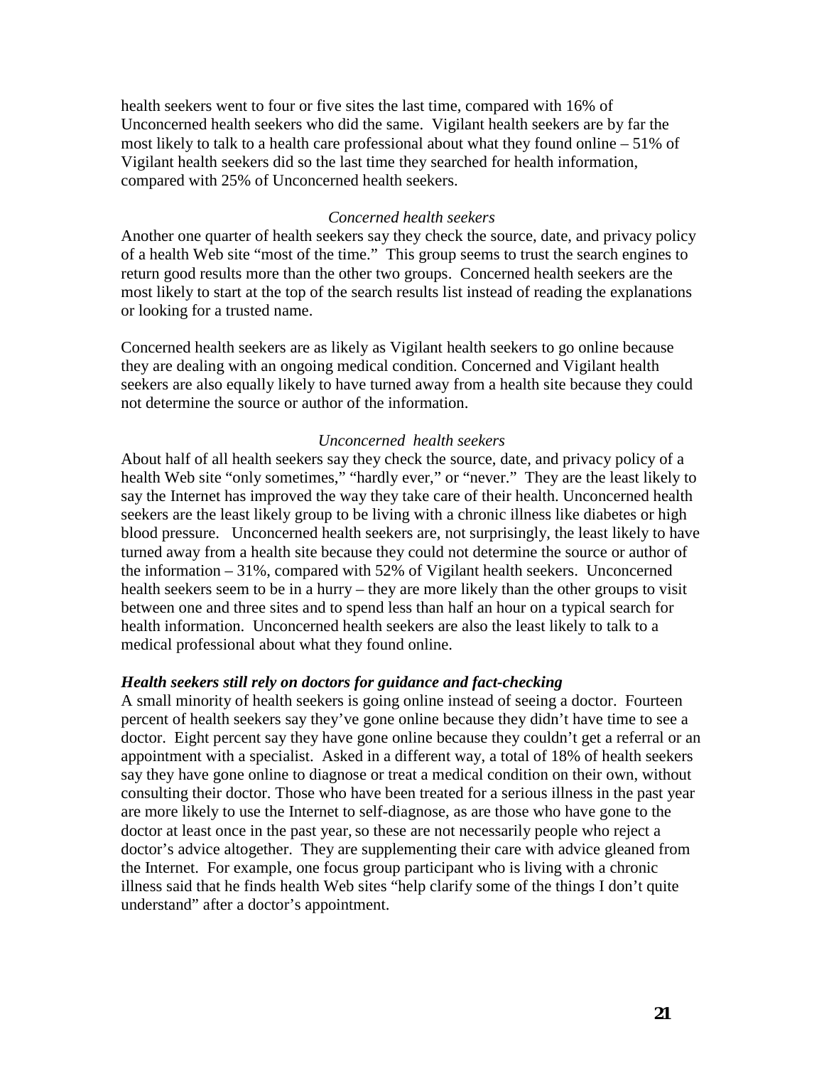health seekers went to four or five sites the last time, compared with 16% of Unconcerned health seekers who did the same. Vigilant health seekers are by far the most likely to talk to a health care professional about what they found online – 51% of Vigilant health seekers did so the last time they searched for health information, compared with 25% of Unconcerned health seekers.

*Concerned health seekers*

Another one quarter of health seekers say they check the source, date, and privacy policy of a health Web site "most of the time." This group seems to trust the search engines to return good results more than the other two groups. Concerned health seekers are the most likely to start at the top of the search results list instead of reading the explanations or looking for a trusted name.

Concerned health seekers are as likely as Vigilant health seekers to go online because they are dealing with an ongoing medical condition. Concerned and Vigilant health seekers are also equally likely to have turned away from a health site because they could not determine the source or author of the information.

*Unconcerned health seekers*

About half of all health seekers say they check the source, date, and privacy policy of a health Web site "only sometimes," "hardly ever," or "never." They are the least likely to say the Internet has improved the way they take care of their health. Unconcerned health seekers are the least likely group to be living with a chronic illness like diabetes or high blood pressure. Unconcerned health seekers are, not surprisingly, the least likely to have turned away from a health site because they could not determine the source or author of the information – 31%, compared with 52% of Vigilant health seekers. Unconcerned health seekers seem to be in a hurry – they are more likely than the other groups to visit between one and three sites and to spend less than half an hour on a typical search for health information. Unconcerned health seekers are also the least likely to talk to a medical professional about what they found online.

***Health seekers still rely on doctors for guidance and fact-checking***

A small minority of health seekers is going online instead of seeing a doctor. Fourteen percent of health seekers say they've gone online because they didn't have time to see a doctor. Eight percent say they have gone online because they couldn't get a referral or an appointment with a specialist. Asked in a different way, a total of 18% of health seekers say they have gone online to diagnose or treat a medical condition on their own, without consulting their doctor. Those who have been treated for a serious illness in the past year are more likely to use the Internet to self-diagnose, as are those who have gone to the doctor at least once in the past year, so these are not necessarily people who reject a doctor's advice altogether. They are supplementing their care with advice gleaned from the Internet. For example, one focus group participant who is living with a chronic illness said that he finds health Web sites "help clarify some of the things I don't quite understand" after a doctor's appointment.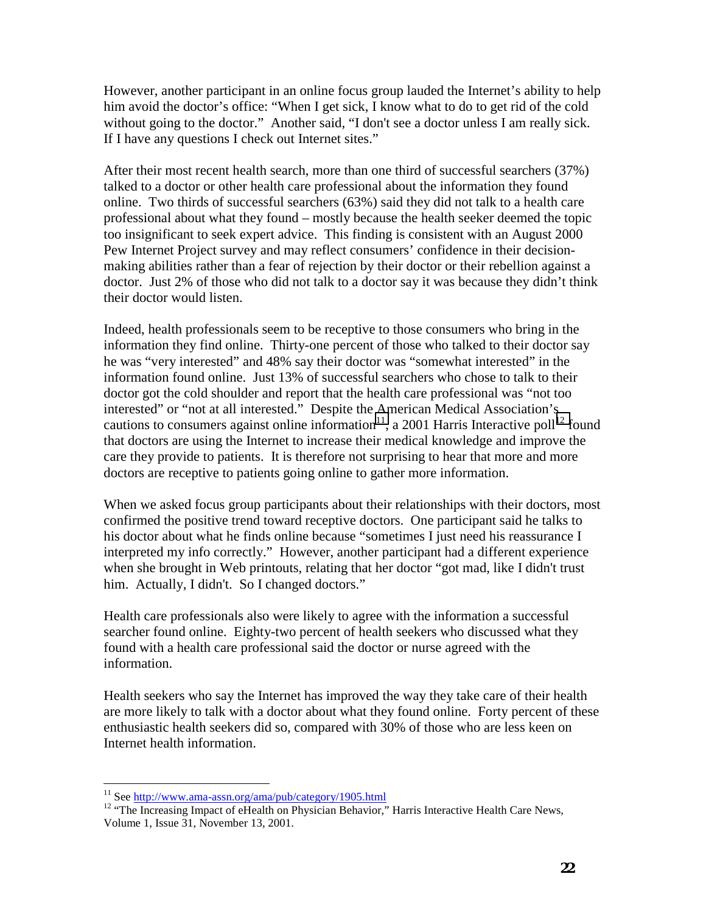However, another participant in an online focus group lauded the Internet's ability to help him avoid the doctor's office: "When I get sick, I know what to do to get rid of the cold without going to the doctor." Another said, "I don't see a doctor unless I am really sick. If I have any questions I check out Internet sites."

After their most recent health search, more than one third of successful searchers (37%) talked to a doctor or other health care professional about the information they found online. Two thirds of successful searchers (63%) said they did not talk to a health care professional about what they found – mostly because the health seeker deemed the topic too insignificant to seek expert advice. This finding is consistent with an August 2000 Pew Internet Project survey and may reflect consumers' confidence in their decision-making abilities rather than a fear of rejection by their doctor or their rebellion against a doctor. Just 2% of those who did not talk to a doctor say it was because they didn't think their doctor would listen.

Indeed, health professionals seem to be receptive to those consumers who bring in the information they find online. Thirty-one percent of those who talked to their doctor say he was "very interested" and 48% say their doctor was "somewhat interested" in the information found online. Just 13% of successful searchers who chose to talk to their doctor got the cold shoulder and report that the health care professional was "not too interested" or "not at all interested." Despite the American Medical Association's cautions to consumers against online information[11], a 2001 Harris Interactive poll[12] found that doctors are using the Internet to increase their medical knowledge and improve the care they provide to patients. It is therefore not surprising to hear that more and more doctors are receptive to patients going online to gather more information.

When we asked focus group participants about their relationships with their doctors, most confirmed the positive trend toward receptive doctors. One participant said he talks to his doctor about what he finds online because "sometimes I just need his reassurance I interpreted my info correctly." However, another participant had a different experience when she brought in Web printouts, relating that her doctor "got mad, like I didn't trust him. Actually, I didn't. So I changed doctors."

Health care professionals also were likely to agree with the information a successful searcher found online. Eighty-two percent of health seekers who discussed what they found with a health care professional said the doctor or nurse agreed with the information.

Health seekers who say the Internet has improved the way they take care of their health are more likely to talk with a doctor about what they found online. Forty percent of these enthusiastic health seekers did so, compared with 30% of those who are less keen on Internet health information.

---

[11] See http://www.ama-assn.org/ama/pub/category/1905.html

[12] "The Increasing Impact of eHealth on Physician Behavior," Harris Interactive Health Care News, Volume 1, Issue 31, November 13, 2001.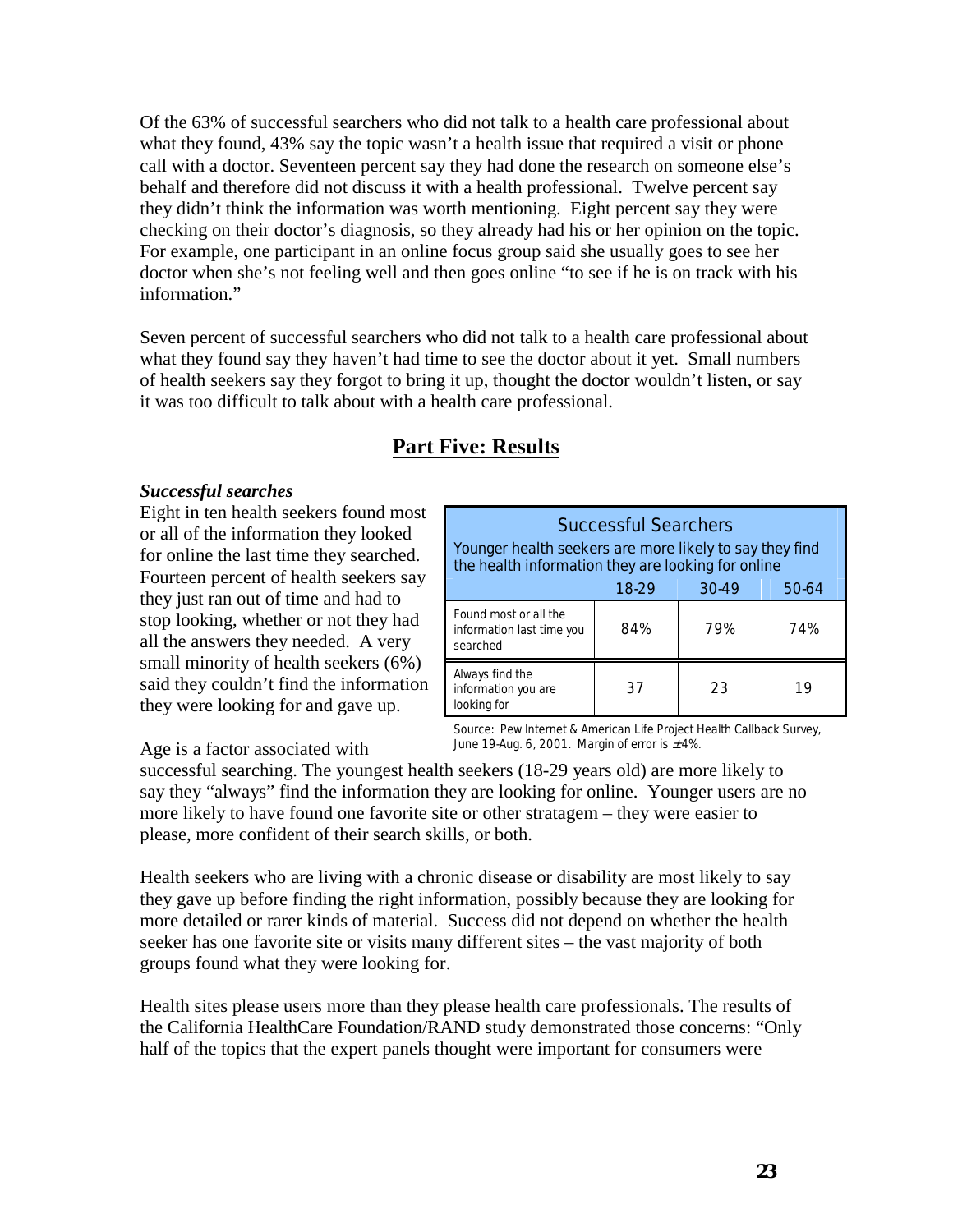Of the 63% of successful searchers who did not talk to a health care professional about what they found, 43% say the topic wasn't a health issue that required a visit or phone call with a doctor. Seventeen percent say they had done the research on someone else's behalf and therefore did not discuss it with a health professional. Twelve percent say they didn't think the information was worth mentioning. Eight percent say they were checking on their doctor's diagnosis, so they already had his or her opinion on the topic. For example, one participant in an online focus group said she usually goes to see her doctor when she's not feeling well and then goes online "to see if he is on track with his information."

Seven percent of successful searchers who did not talk to a health care professional about what they found say they haven't had time to see the doctor about it yet. Small numbers of health seekers say they forgot to bring it up, thought the doctor wouldn't listen, or say it was too difficult to talk about with a health care professional.

## Part Five: Results

### *Successful searches*

Eight in ten health seekers found most or all of the information they looked for online the last time they searched. Fourteen percent of health seekers say they just ran out of time and had to stop looking, whether or not they had all the answers they needed. A very small minority of health seekers (6%) said they couldn't find the information they were looking for and gave up.

**Successful Searchers**

Younger health seekers are more likely to say they find the health information they are looking for online

| | 18-29 | 30-49 | 50-64 |
|---|---|---|---|
| Found most or all the information last time you searched | 84% | 79% | 74% |
| Always find the information you are looking for | 37 | 23 | 19 |

Source: Pew Internet & American Life Project Health Callback Survey, June 19-Aug. 6, 2001. Margin of error is ±4%.

Age is a factor associated with successful searching. The youngest health seekers (18-29 years old) are more likely to say they "always" find the information they are looking for online. Younger users are no more likely to have found one favorite site or other stratagem – they were easier to please, more confident of their search skills, or both.

Health seekers who are living with a chronic disease or disability are most likely to say they gave up before finding the right information, possibly because they are looking for more detailed or rarer kinds of material. Success did not depend on whether the health seeker has one favorite site or visits many different sites – the vast majority of both groups found what they were looking for.

Health sites please users more than they please health care professionals. The results of the California HealthCare Foundation/RAND study demonstrated those concerns: "Only half of the topics that the expert panels thought were important for consumers were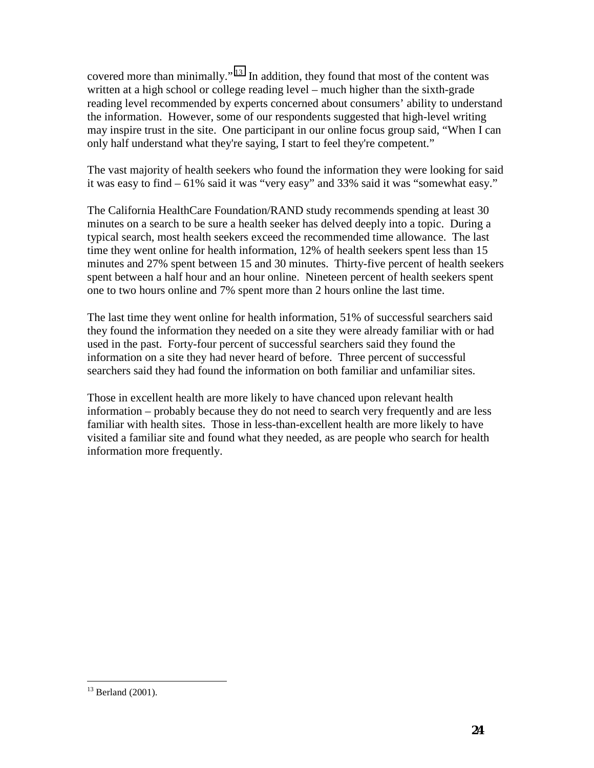covered more than minimally."[13] In addition, they found that most of the content was written at a high school or college reading level – much higher than the sixth-grade reading level recommended by experts concerned about consumers' ability to understand the information. However, some of our respondents suggested that high-level writing may inspire trust in the site. One participant in our online focus group said, "When I can only half understand what they're saying, I start to feel they're competent."

The vast majority of health seekers who found the information they were looking for said it was easy to find – 61% said it was "very easy" and 33% said it was "somewhat easy."

The California HealthCare Foundation/RAND study recommends spending at least 30 minutes on a search to be sure a health seeker has delved deeply into a topic. During a typical search, most health seekers exceed the recommended time allowance. The last time they went online for health information, 12% of health seekers spent less than 15 minutes and 27% spent between 15 and 30 minutes. Thirty-five percent of health seekers spent between a half hour and an hour online. Nineteen percent of health seekers spent one to two hours online and 7% spent more than 2 hours online the last time.

The last time they went online for health information, 51% of successful searchers said they found the information they needed on a site they were already familiar with or had used in the past. Forty-four percent of successful searchers said they found the information on a site they had never heard of before. Three percent of successful searchers said they had found the information on both familiar and unfamiliar sites.

Those in excellent health are more likely to have chanced upon relevant health information – probably because they do not need to search very frequently and are less familiar with health sites. Those in less-than-excellent health are more likely to have visited a familiar site and found what they needed, as are people who search for health information more frequently.

[13] Berland (2001).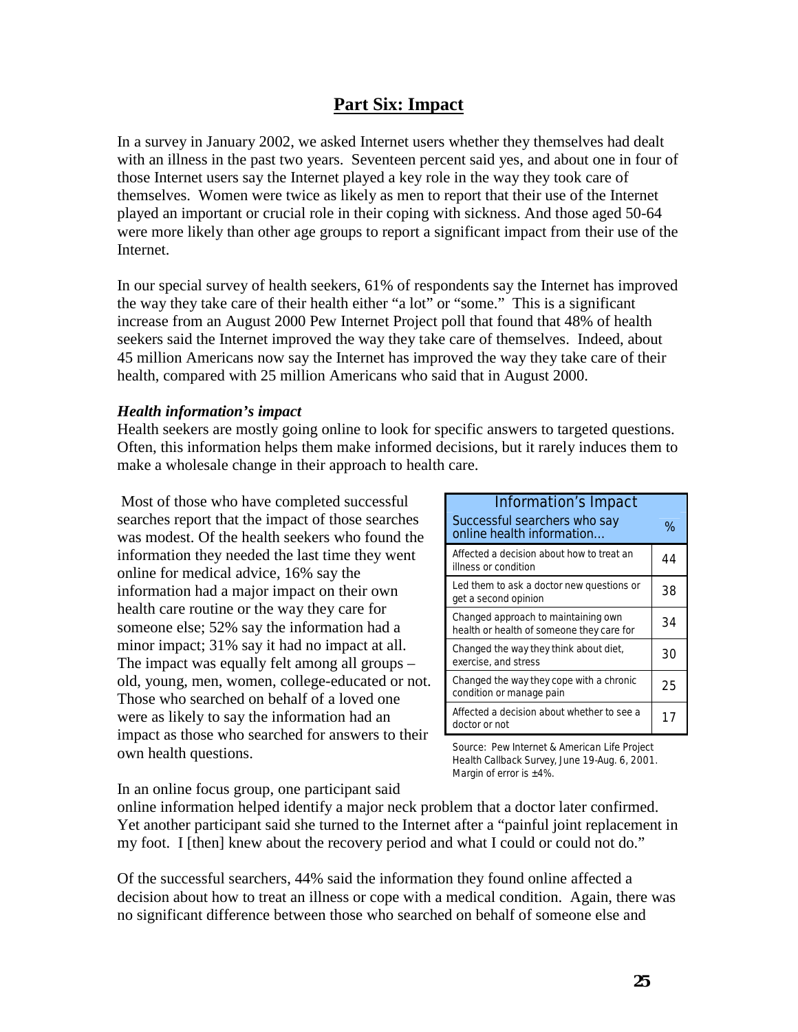## Part Six: Impact

In a survey in January 2002, we asked Internet users whether they themselves had dealt with an illness in the past two years. Seventeen percent said yes, and about one in four of those Internet users say the Internet played a key role in the way they took care of themselves. Women were twice as likely as men to report that their use of the Internet played an important or crucial role in their coping with sickness. And those aged 50-64 were more likely than other age groups to report a significant impact from their use of the Internet.

In our special survey of health seekers, 61% of respondents say the Internet has improved the way they take care of their health either "a lot" or "some." This is a significant increase from an August 2000 Pew Internet Project poll that found that 48% of health seekers said the Internet improved the way they take care of themselves. Indeed, about 45 million Americans now say the Internet has improved the way they take care of their health, compared with 25 million Americans who said that in August 2000.

### *Health information's impact*

Health seekers are mostly going online to look for specific answers to targeted questions. Often, this information helps them make informed decisions, but it rarely induces them to make a wholesale change in their approach to health care.

Most of those who have completed successful searches report that the impact of those searches was modest. Of the health seekers who found the information they needed the last time they went online for medical advice, 16% say the information had a major impact on their own health care routine or the way they care for someone else; 52% say the information had a minor impact; 31% say it had no impact at all. The impact was equally felt among all groups – old, young, men, women, college-educated or not. Those who searched on behalf of a loved one were as likely to say the information had an impact as those who searched for answers to their own health questions.

**Information's Impact**

| Successful searchers who say online health information… | % |
|---|---|
| Affected a decision about how to treat an illness or condition | 44 |
| Led them to ask a doctor new questions or get a second opinion | 38 |
| Changed approach to maintaining own health or health of someone they care for | 34 |
| Changed the way they think about diet, exercise, and stress | 30 |
| Changed the way they cope with a chronic condition or manage pain | 25 |
| Affected a decision about whether to see a doctor or not | 17 |

Source: Pew Internet & American Life Project Health Callback Survey, June 19-Aug. 6, 2001. Margin of error is ±4%.

In an online focus group, one participant said online information helped identify a major neck problem that a doctor later confirmed. Yet another participant said she turned to the Internet after a "painful joint replacement in my foot. I [then] knew about the recovery period and what I could or could not do."

Of the successful searchers, 44% said the information they found online affected a decision about how to treat an illness or cope with a medical condition. Again, there was no significant difference between those who searched on behalf of someone else and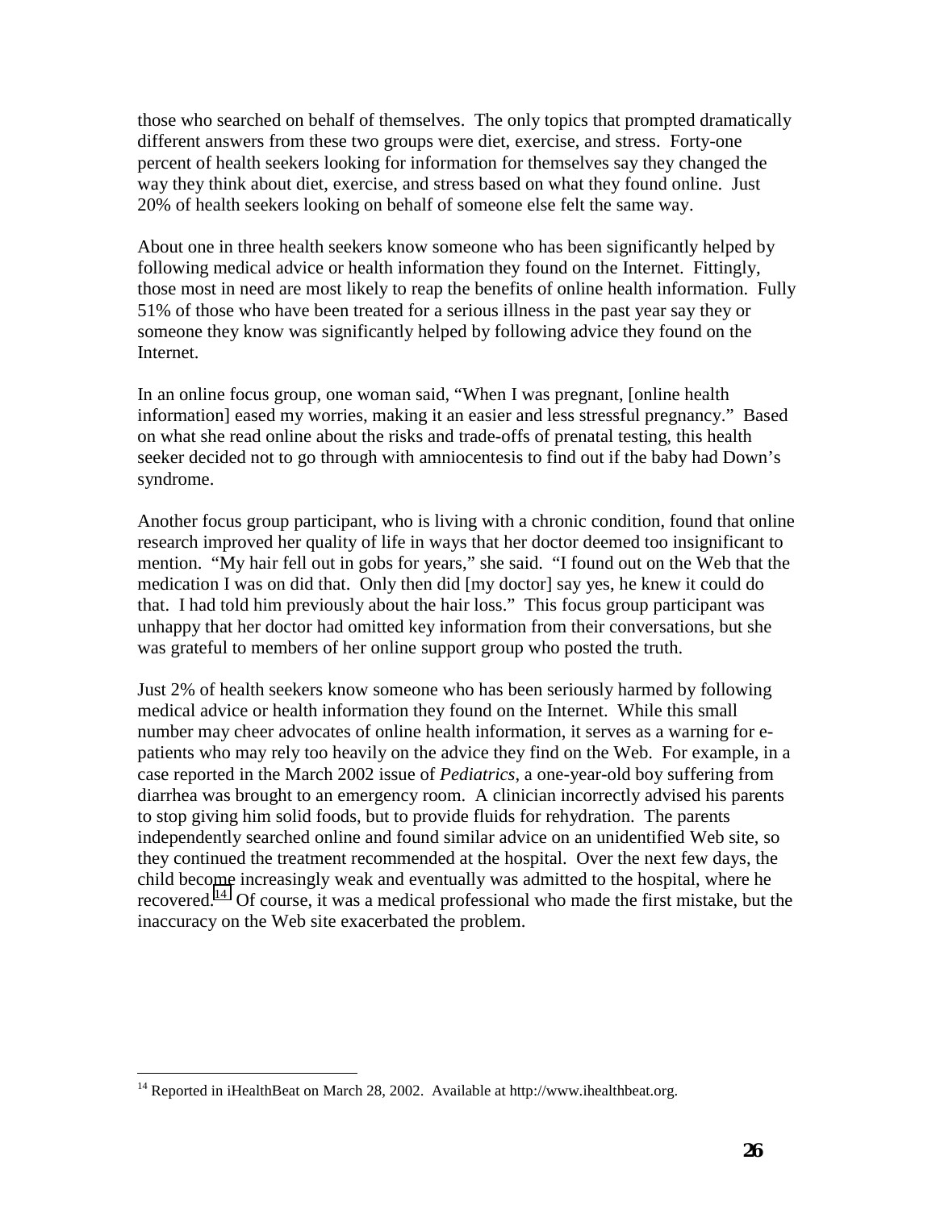those who searched on behalf of themselves. The only topics that prompted dramatically different answers from these two groups were diet, exercise, and stress. Forty-one percent of health seekers looking for information for themselves say they changed the way they think about diet, exercise, and stress based on what they found online. Just 20% of health seekers looking on behalf of someone else felt the same way.

About one in three health seekers know someone who has been significantly helped by following medical advice or health information they found on the Internet. Fittingly, those most in need are most likely to reap the benefits of online health information. Fully 51% of those who have been treated for a serious illness in the past year say they or someone they know was significantly helped by following advice they found on the Internet.

In an online focus group, one woman said, "When I was pregnant, [online health information] eased my worries, making it an easier and less stressful pregnancy." Based on what she read online about the risks and trade-offs of prenatal testing, this health seeker decided not to go through with amniocentesis to find out if the baby had Down's syndrome.

Another focus group participant, who is living with a chronic condition, found that online research improved her quality of life in ways that her doctor deemed too insignificant to mention. "My hair fell out in gobs for years," she said. "I found out on the Web that the medication I was on did that. Only then did [my doctor] say yes, he knew it could do that. I had told him previously about the hair loss." This focus group participant was unhappy that her doctor had omitted key information from their conversations, but she was grateful to members of her online support group who posted the truth.

Just 2% of health seekers know someone who has been seriously harmed by following medical advice or health information they found on the Internet. While this small number may cheer advocates of online health information, it serves as a warning for e-patients who may rely too heavily on the advice they find on the Web. For example, in a case reported in the March 2002 issue of *Pediatrics*, a one-year-old boy suffering from diarrhea was brought to an emergency room. A clinician incorrectly advised his parents to stop giving him solid foods, but to provide fluids for rehydration. The parents independently searched online and found similar advice on an unidentified Web site, so they continued the treatment recommended at the hospital. Over the next few days, the child become increasingly weak and eventually was admitted to the hospital, where he recovered.[14] Of course, it was a medical professional who made the first mistake, but the inaccuracy on the Web site exacerbated the problem.

[14] Reported in iHealthBeat on March 28, 2002. Available at http://www.ihealthbeat.org.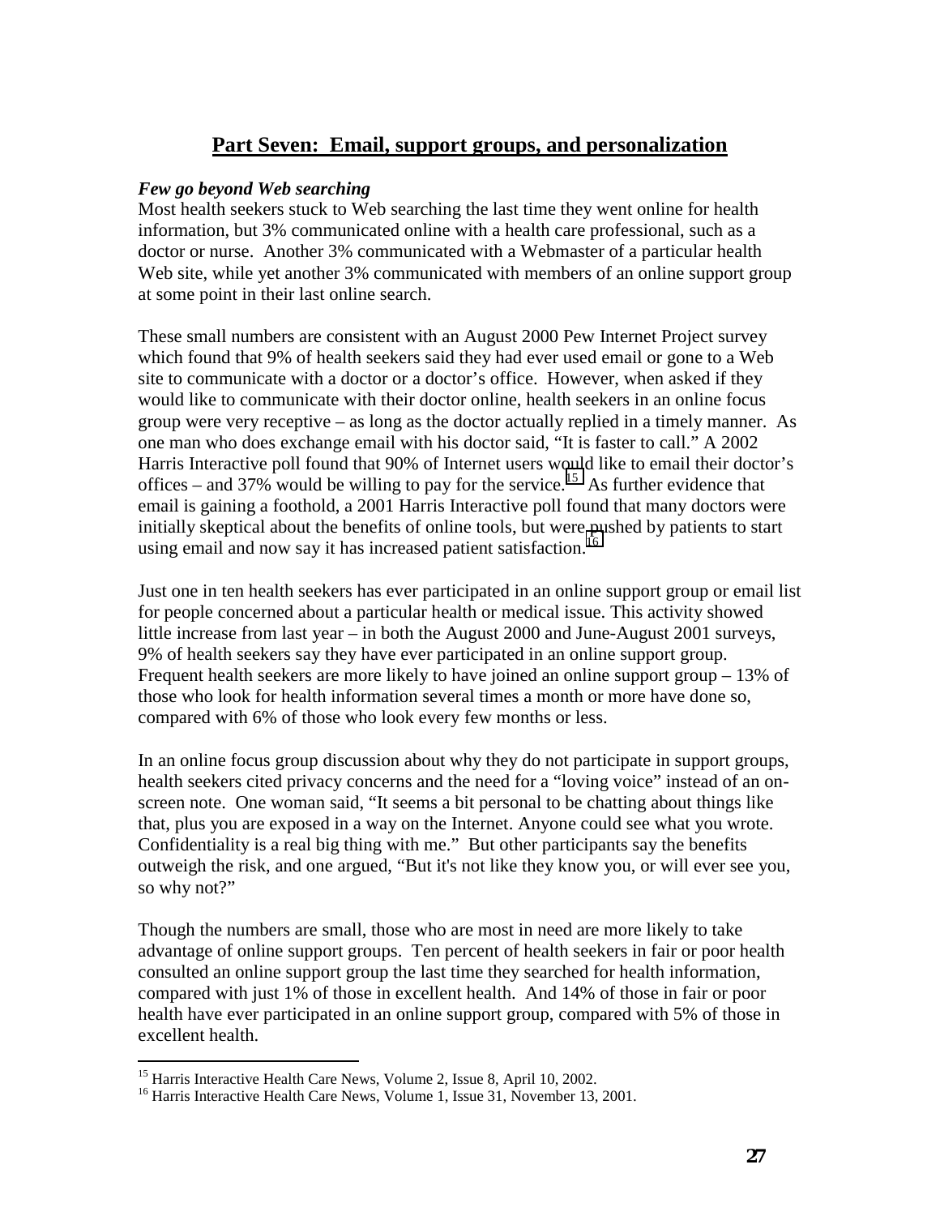## Part Seven: Email, support groups, and personalization

***Few go beyond Web searching***

Most health seekers stuck to Web searching the last time they went online for health information, but 3% communicated online with a health care professional, such as a doctor or nurse. Another 3% communicated with a Webmaster of a particular health Web site, while yet another 3% communicated with members of an online support group at some point in their last online search.

These small numbers are consistent with an August 2000 Pew Internet Project survey which found that 9% of health seekers said they had ever used email or gone to a Web site to communicate with a doctor or a doctor's office. However, when asked if they would like to communicate with their doctor online, health seekers in an online focus group were very receptive – as long as the doctor actually replied in a timely manner. As one man who does exchange email with his doctor said, "It is faster to call." A 2002 Harris Interactive poll found that 90% of Internet users would like to email their doctor's offices – and 37% would be willing to pay for the service.[15] As further evidence that email is gaining a foothold, a 2001 Harris Interactive poll found that many doctors were initially skeptical about the benefits of online tools, but were pushed by patients to start using email and now say it has increased patient satisfaction.[16]

Just one in ten health seekers has ever participated in an online support group or email list for people concerned about a particular health or medical issue. This activity showed little increase from last year – in both the August 2000 and June-August 2001 surveys, 9% of health seekers say they have ever participated in an online support group. Frequent health seekers are more likely to have joined an online support group – 13% of those who look for health information several times a month or more have done so, compared with 6% of those who look every few months or less.

In an online focus group discussion about why they do not participate in support groups, health seekers cited privacy concerns and the need for a "loving voice" instead of an on-screen note. One woman said, "It seems a bit personal to be chatting about things like that, plus you are exposed in a way on the Internet. Anyone could see what you wrote. Confidentiality is a real big thing with me." But other participants say the benefits outweigh the risk, and one argued, "But it's not like they know you, or will ever see you, so why not?"

Though the numbers are small, those who are most in need are more likely to take advantage of online support groups. Ten percent of health seekers in fair or poor health consulted an online support group the last time they searched for health information, compared with just 1% of those in excellent health. And 14% of those in fair or poor health have ever participated in an online support group, compared with 5% of those in excellent health.

---

[15] Harris Interactive Health Care News, Volume 2, Issue 8, April 10, 2002.

[16] Harris Interactive Health Care News, Volume 1, Issue 31, November 13, 2001.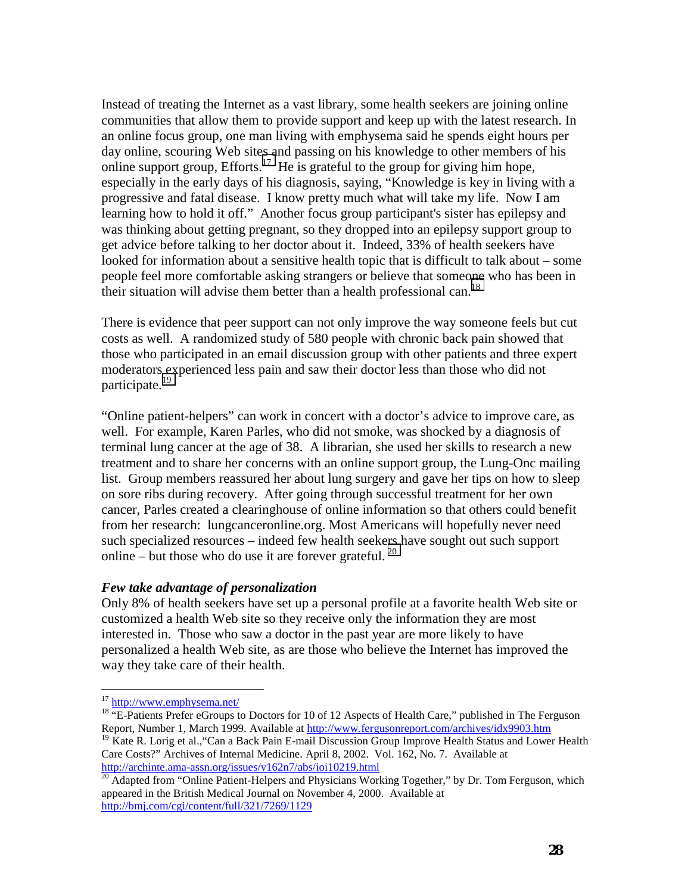Instead of treating the Internet as a vast library, some health seekers are joining online communities that allow them to provide support and keep up with the latest research. In an online focus group, one man living with emphysema said he spends eight hours per day online, scouring Web sites and passing on his knowledge to other members of his online support group, Efforts.[17] He is grateful to the group for giving him hope, especially in the early days of his diagnosis, saying, "Knowledge is key in living with a progressive and fatal disease. I know pretty much what will take my life. Now I am learning how to hold it off." Another focus group participant's sister has epilepsy and was thinking about getting pregnant, so they dropped into an epilepsy support group to get advice before talking to her doctor about it. Indeed, 33% of health seekers have looked for information about a sensitive health topic that is difficult to talk about – some people feel more comfortable asking strangers or believe that someone who has been in their situation will advise them better than a health professional can.[18]

There is evidence that peer support can not only improve the way someone feels but cut costs as well. A randomized study of 580 people with chronic back pain showed that those who participated in an email discussion group with other patients and three expert moderators experienced less pain and saw their doctor less than those who did not participate.[19]

"Online patient-helpers" can work in concert with a doctor's advice to improve care, as well. For example, Karen Parles, who did not smoke, was shocked by a diagnosis of terminal lung cancer at the age of 38. A librarian, she used her skills to research a new treatment and to share her concerns with an online support group, the Lung-Onc mailing list. Group members reassured her about lung surgery and gave her tips on how to sleep on sore ribs during recovery. After going through successful treatment for her own cancer, Parles created a clearinghouse of online information so that others could benefit from her research: lungcanceronline.org. Most Americans will hopefully never need such specialized resources – indeed few health seekers have sought out such support online – but those who do use it are forever grateful.[20]

### *Few take advantage of personalization*

Only 8% of health seekers have set up a personal profile at a favorite health Web site or customized a health Web site so they receive only the information they are most interested in. Those who saw a doctor in the past year are more likely to have personalized a health Web site, as are those who believe the Internet has improved the way they take care of their health.

---

[17] http://www.emphysema.net/

[18] "E-Patients Prefer eGroups to Doctors for 10 of 12 Aspects of Health Care," published in The Ferguson Report, Number 1, March 1999. Available at http://www.fergusonreport.com/archives/idx9903.htm

[19] Kate R. Lorig et al.,"Can a Back Pain E-mail Discussion Group Improve Health Status and Lower Health Care Costs?" Archives of Internal Medicine. April 8, 2002. Vol. 162, No. 7. Available at http://archinte.ama-assn.org/issues/v162n7/abs/ioi10219.html

[20] Adapted from "Online Patient-Helpers and Physicians Working Together," by Dr. Tom Ferguson, which appeared in the British Medical Journal on November 4, 2000. Available at http://bmj.com/cgi/content/full/321/7269/1129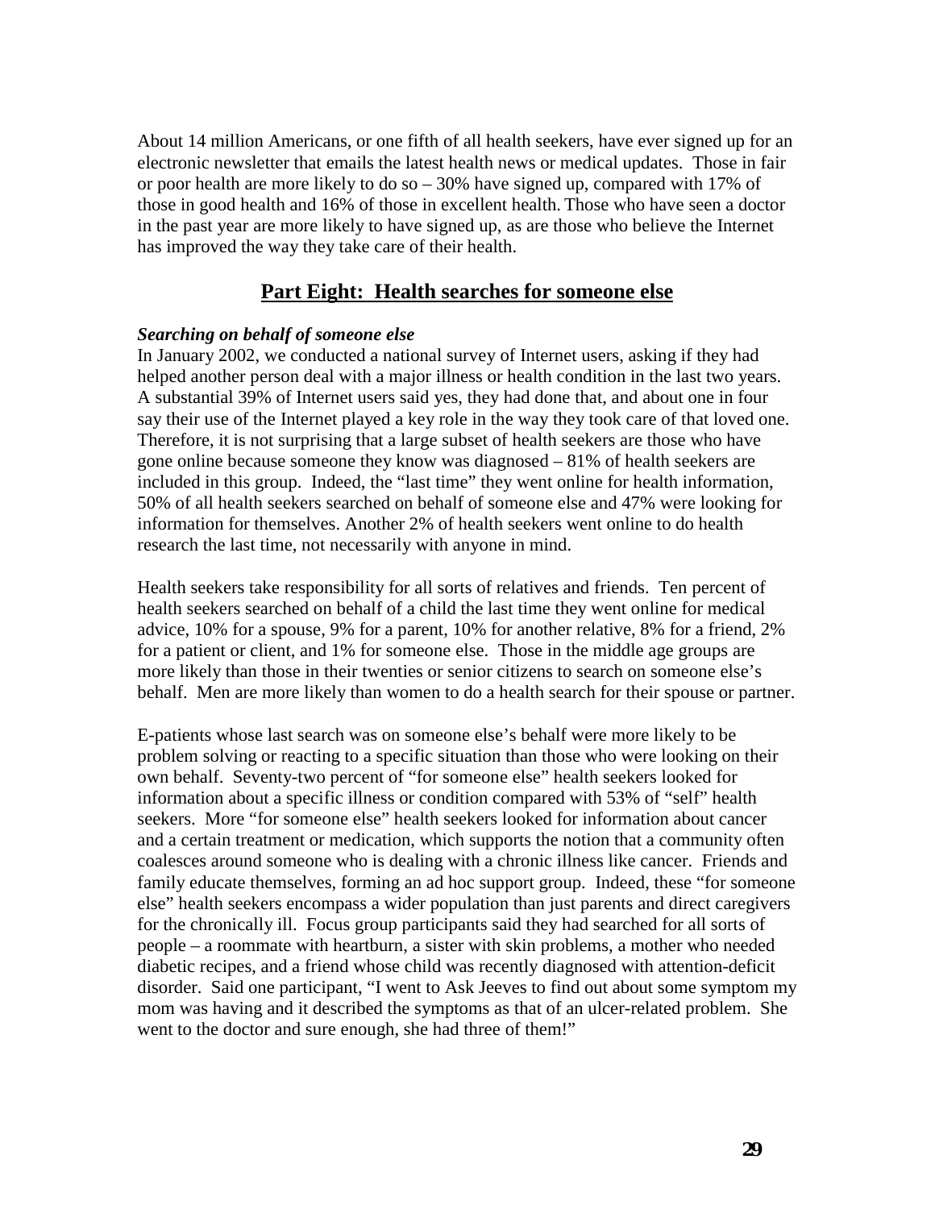About 14 million Americans, or one fifth of all health seekers, have ever signed up for an electronic newsletter that emails the latest health news or medical updates. Those in fair or poor health are more likely to do so – 30% have signed up, compared with 17% of those in good health and 16% of those in excellent health. Those who have seen a doctor in the past year are more likely to have signed up, as are those who believe the Internet has improved the way they take care of their health.

## Part Eight: Health searches for someone else

### *Searching on behalf of someone else*

In January 2002, we conducted a national survey of Internet users, asking if they had helped another person deal with a major illness or health condition in the last two years. A substantial 39% of Internet users said yes, they had done that, and about one in four say their use of the Internet played a key role in the way they took care of that loved one. Therefore, it is not surprising that a large subset of health seekers are those who have gone online because someone they know was diagnosed – 81% of health seekers are included in this group. Indeed, the "last time" they went online for health information, 50% of all health seekers searched on behalf of someone else and 47% were looking for information for themselves. Another 2% of health seekers went online to do health research the last time, not necessarily with anyone in mind.

Health seekers take responsibility for all sorts of relatives and friends. Ten percent of health seekers searched on behalf of a child the last time they went online for medical advice, 10% for a spouse, 9% for a parent, 10% for another relative, 8% for a friend, 2% for a patient or client, and 1% for someone else. Those in the middle age groups are more likely than those in their twenties or senior citizens to search on someone else's behalf. Men are more likely than women to do a health search for their spouse or partner.

E-patients whose last search was on someone else's behalf were more likely to be problem solving or reacting to a specific situation than those who were looking on their own behalf. Seventy-two percent of "for someone else" health seekers looked for information about a specific illness or condition compared with 53% of "self" health seekers. More "for someone else" health seekers looked for information about cancer and a certain treatment or medication, which supports the notion that a community often coalesces around someone who is dealing with a chronic illness like cancer. Friends and family educate themselves, forming an ad hoc support group. Indeed, these "for someone else" health seekers encompass a wider population than just parents and direct caregivers for the chronically ill. Focus group participants said they had searched for all sorts of people – a roommate with heartburn, a sister with skin problems, a mother who needed diabetic recipes, and a friend whose child was recently diagnosed with attention-deficit disorder. Said one participant, "I went to Ask Jeeves to find out about some symptom my mom was having and it described the symptoms as that of an ulcer-related problem. She went to the doctor and sure enough, she had three of them!"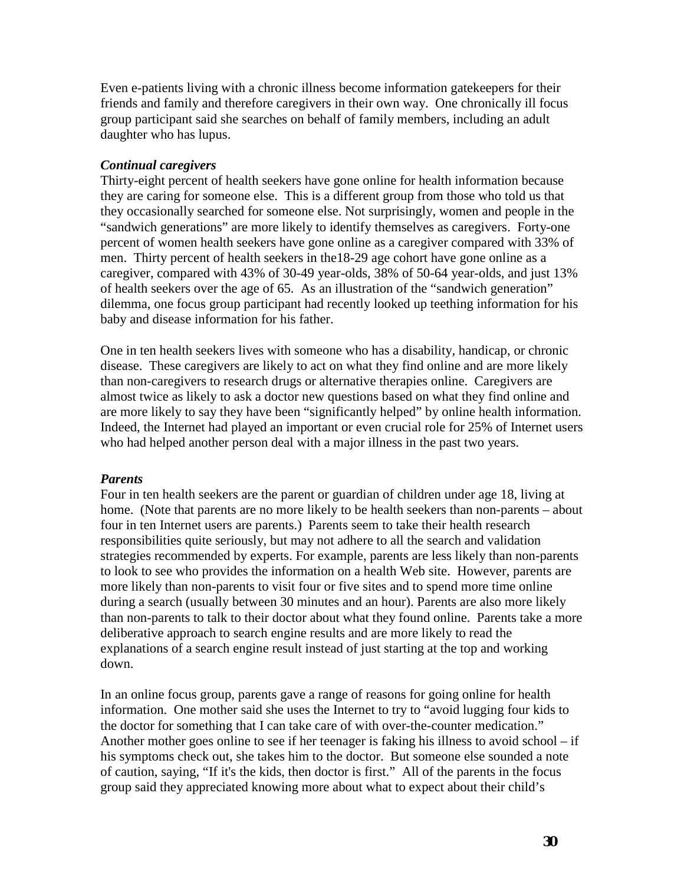Even e-patients living with a chronic illness become information gatekeepers for their friends and family and therefore caregivers in their own way. One chronically ill focus group participant said she searches on behalf of family members, including an adult daughter who has lupus.

***Continual caregivers***

Thirty-eight percent of health seekers have gone online for health information because they are caring for someone else. This is a different group from those who told us that they occasionally searched for someone else. Not surprisingly, women and people in the "sandwich generations" are more likely to identify themselves as caregivers. Forty-one percent of women health seekers have gone online as a caregiver compared with 33% of men. Thirty percent of health seekers in the18-29 age cohort have gone online as a caregiver, compared with 43% of 30-49 year-olds, 38% of 50-64 year-olds, and just 13% of health seekers over the age of 65. As an illustration of the "sandwich generation" dilemma, one focus group participant had recently looked up teething information for his baby and disease information for his father.

One in ten health seekers lives with someone who has a disability, handicap, or chronic disease. These caregivers are likely to act on what they find online and are more likely than non-caregivers to research drugs or alternative therapies online. Caregivers are almost twice as likely to ask a doctor new questions based on what they find online and are more likely to say they have been "significantly helped" by online health information. Indeed, the Internet had played an important or even crucial role for 25% of Internet users who had helped another person deal with a major illness in the past two years.

***Parents***

Four in ten health seekers are the parent or guardian of children under age 18, living at home. (Note that parents are no more likely to be health seekers than non-parents – about four in ten Internet users are parents.) Parents seem to take their health research responsibilities quite seriously, but may not adhere to all the search and validation strategies recommended by experts. For example, parents are less likely than non-parents to look to see who provides the information on a health Web site. However, parents are more likely than non-parents to visit four or five sites and to spend more time online during a search (usually between 30 minutes and an hour). Parents are also more likely than non-parents to talk to their doctor about what they found online. Parents take a more deliberative approach to search engine results and are more likely to read the explanations of a search engine result instead of just starting at the top and working down.

In an online focus group, parents gave a range of reasons for going online for health information. One mother said she uses the Internet to try to "avoid lugging four kids to the doctor for something that I can take care of with over-the-counter medication." Another mother goes online to see if her teenager is faking his illness to avoid school – if his symptoms check out, she takes him to the doctor. But someone else sounded a note of caution, saying, "If it's the kids, then doctor is first." All of the parents in the focus group said they appreciated knowing more about what to expect about their child's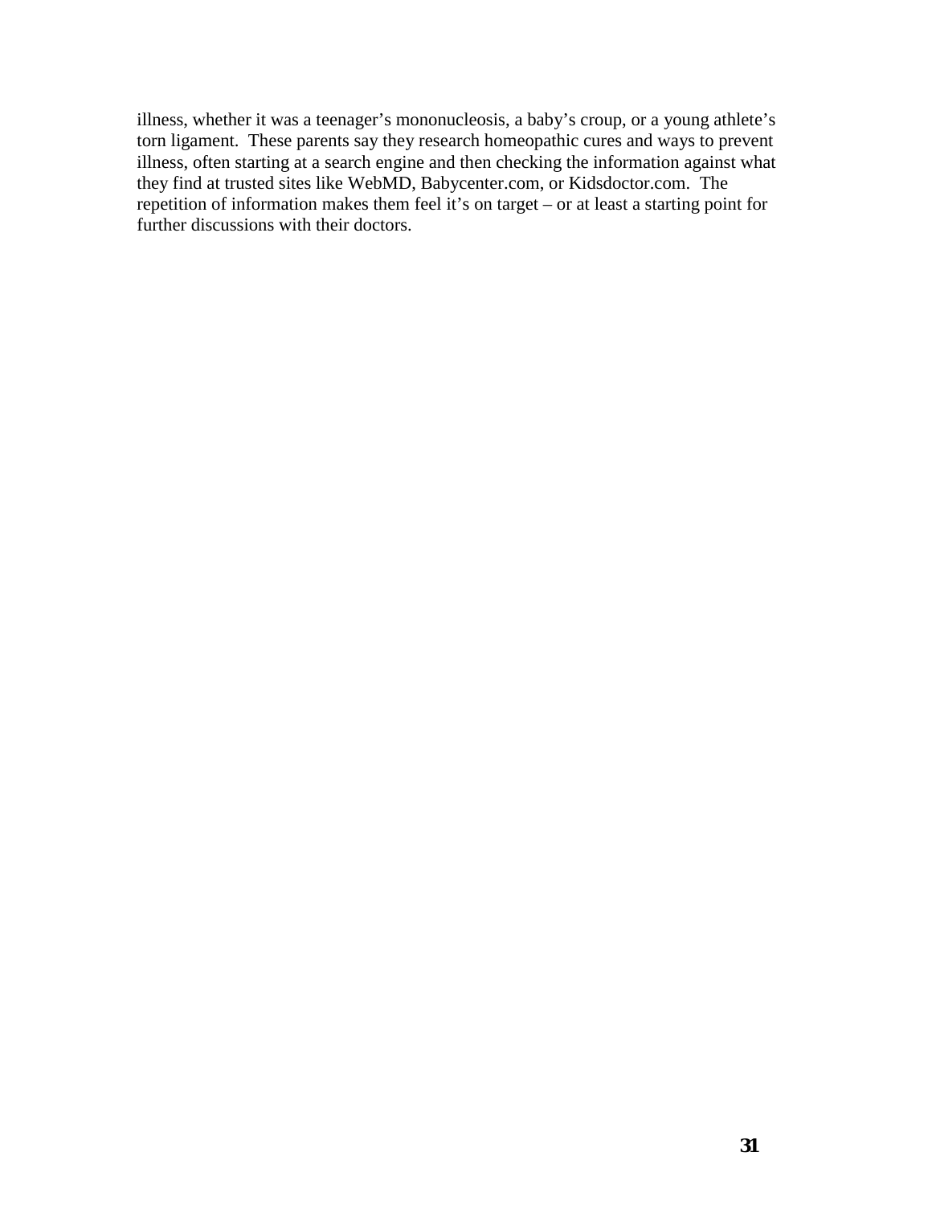illness, whether it was a teenager's mononucleosis, a baby's croup, or a young athlete's torn ligament. These parents say they research homeopathic cures and ways to prevent illness, often starting at a search engine and then checking the information against what they find at trusted sites like WebMD, Babycenter.com, or Kidsdoctor.com. The repetition of information makes them feel it's on target – or at least a starting point for further discussions with their doctors.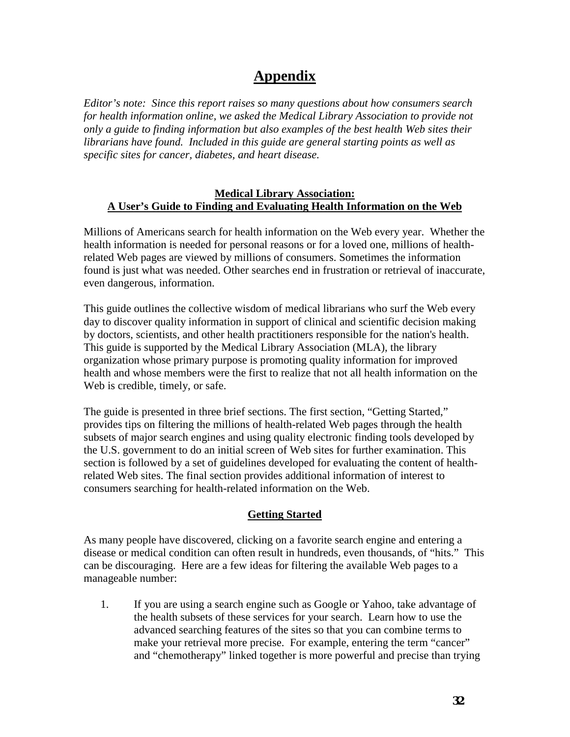# Appendix

*Editor's note: Since this report raises so many questions about how consumers search for health information online, we asked the Medical Library Association to provide not only a guide to finding information but also examples of the best health Web sites their librarians have found. Included in this guide are general starting points as well as specific sites for cancer, diabetes, and heart disease.*

## Medical Library Association: A User's Guide to Finding and Evaluating Health Information on the Web

Millions of Americans search for health information on the Web every year. Whether the health information is needed for personal reasons or for a loved one, millions of health-related Web pages are viewed by millions of consumers. Sometimes the information found is just what was needed. Other searches end in frustration or retrieval of inaccurate, even dangerous, information.

This guide outlines the collective wisdom of medical librarians who surf the Web every day to discover quality information in support of clinical and scientific decision making by doctors, scientists, and other health practitioners responsible for the nation's health. This guide is supported by the Medical Library Association (MLA), the library organization whose primary purpose is promoting quality information for improved health and whose members were the first to realize that not all health information on the Web is credible, timely, or safe.

The guide is presented in three brief sections. The first section, "Getting Started," provides tips on filtering the millions of health-related Web pages through the health subsets of major search engines and using quality electronic finding tools developed by the U.S. government to do an initial screen of Web sites for further examination. This section is followed by a set of guidelines developed for evaluating the content of health-related Web sites. The final section provides additional information of interest to consumers searching for health-related information on the Web.

### Getting Started

As many people have discovered, clicking on a favorite search engine and entering a disease or medical condition can often result in hundreds, even thousands, of "hits." This can be discouraging. Here are a few ideas for filtering the available Web pages to a manageable number:

1. If you are using a search engine such as Google or Yahoo, take advantage of the health subsets of these services for your search. Learn how to use the advanced searching features of the sites so that you can combine terms to make your retrieval more precise. For example, entering the term "cancer" and "chemotherapy" linked together is more powerful and precise than trying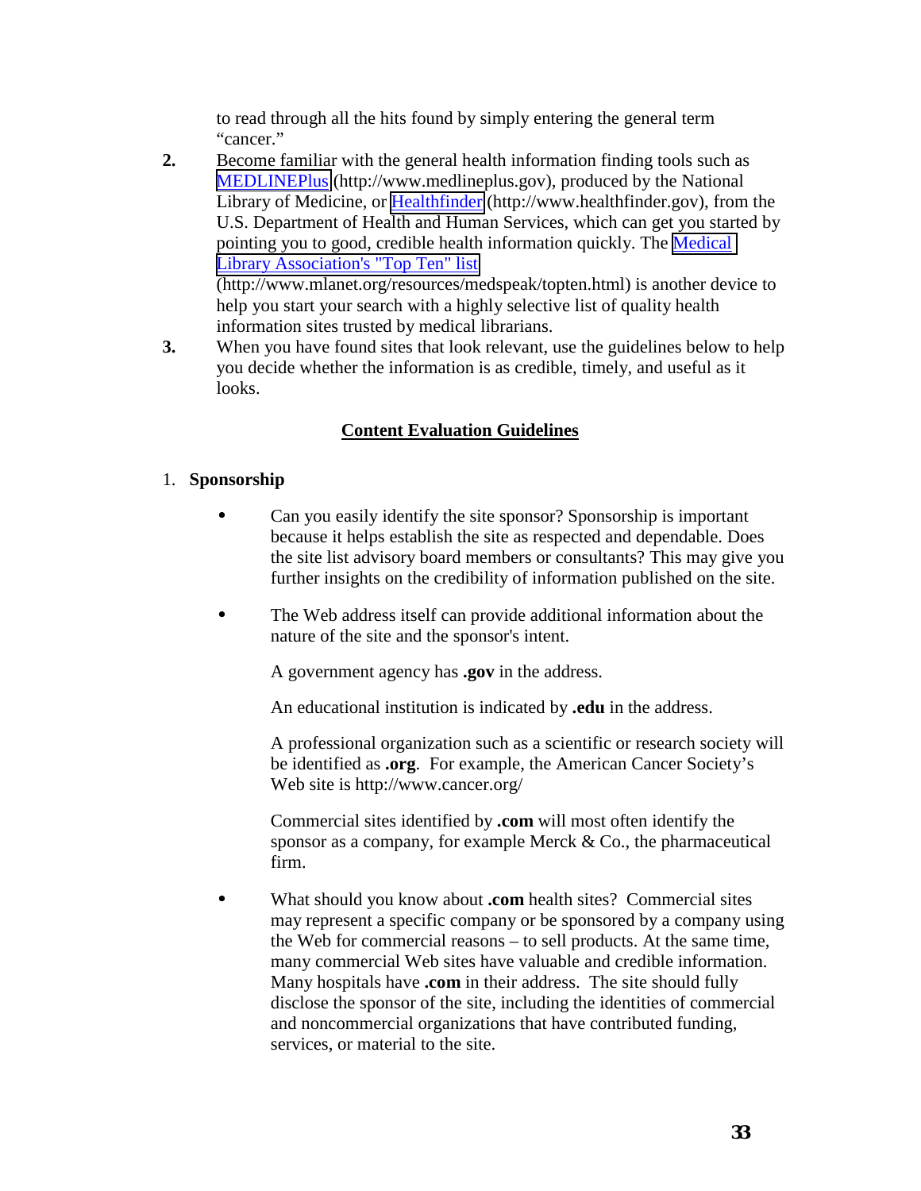to read through all the hits found by simply entering the general term "cancer."

2. Become familiar with the general health information finding tools such as MEDLINEPlus (http://www.medlineplus.gov), produced by the National Library of Medicine, or Healthfinder (http://www.healthfinder.gov), from the U.S. Department of Health and Human Services, which can get you started by pointing you to good, credible health information quickly. The Medical Library Association's "Top Ten" list (http://www.mlanet.org/resources/medspeak/topten.html) is another device to help you start your search with a highly selective list of quality health information sites trusted by medical librarians.

3. When you have found sites that look relevant, use the guidelines below to help you decide whether the information is as credible, timely, and useful as it looks.

## Content Evaluation Guidelines

1. **Sponsorship**

- Can you easily identify the site sponsor? Sponsorship is important because it helps establish the site as respected and dependable. Does the site list advisory board members or consultants? This may give you further insights on the credibility of information published on the site.

- The Web address itself can provide additional information about the nature of the site and the sponsor's intent.

  A government agency has **.gov** in the address.

  An educational institution is indicated by **.edu** in the address.

  A professional organization such as a scientific or research society will be identified as **.org**. For example, the American Cancer Society's Web site is http://www.cancer.org/

  Commercial sites identified by **.com** will most often identify the sponsor as a company, for example Merck & Co., the pharmaceutical firm.

- What should you know about **.com** health sites? Commercial sites may represent a specific company or be sponsored by a company using the Web for commercial reasons – to sell products. At the same time, many commercial Web sites have valuable and credible information. Many hospitals have **.com** in their address. The site should fully disclose the sponsor of the site, including the identities of commercial and noncommercial organizations that have contributed funding, services, or material to the site.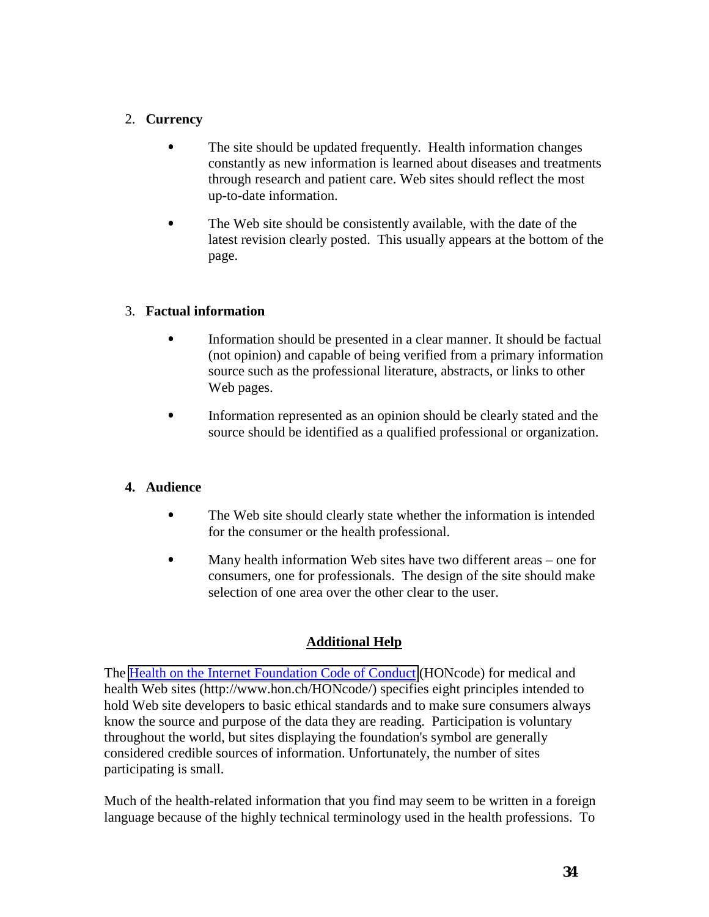2. **Currency**

- The site should be updated frequently. Health information changes constantly as new information is learned about diseases and treatments through research and patient care. Web sites should reflect the most up-to-date information.

- The Web site should be consistently available, with the date of the latest revision clearly posted. This usually appears at the bottom of the page.

3. **Factual information**

- Information should be presented in a clear manner. It should be factual (not opinion) and capable of being verified from a primary information source such as the professional literature, abstracts, or links to other Web pages.

- Information represented as an opinion should be clearly stated and the source should be identified as a qualified professional or organization.

**4. Audience**

- The Web site should clearly state whether the information is intended for the consumer or the health professional.

- Many health information Web sites have two different areas – one for consumers, one for professionals. The design of the site should make selection of one area over the other clear to the user.

## Additional Help

The Health on the Internet Foundation Code of Conduct (HONcode) for medical and health Web sites (http://www.hon.ch/HONcode/) specifies eight principles intended to hold Web site developers to basic ethical standards and to make sure consumers always know the source and purpose of the data they are reading. Participation is voluntary throughout the world, but sites displaying the foundation's symbol are generally considered credible sources of information. Unfortunately, the number of sites participating is small.

Much of the health-related information that you find may seem to be written in a foreign language because of the highly technical terminology used in the health professions. To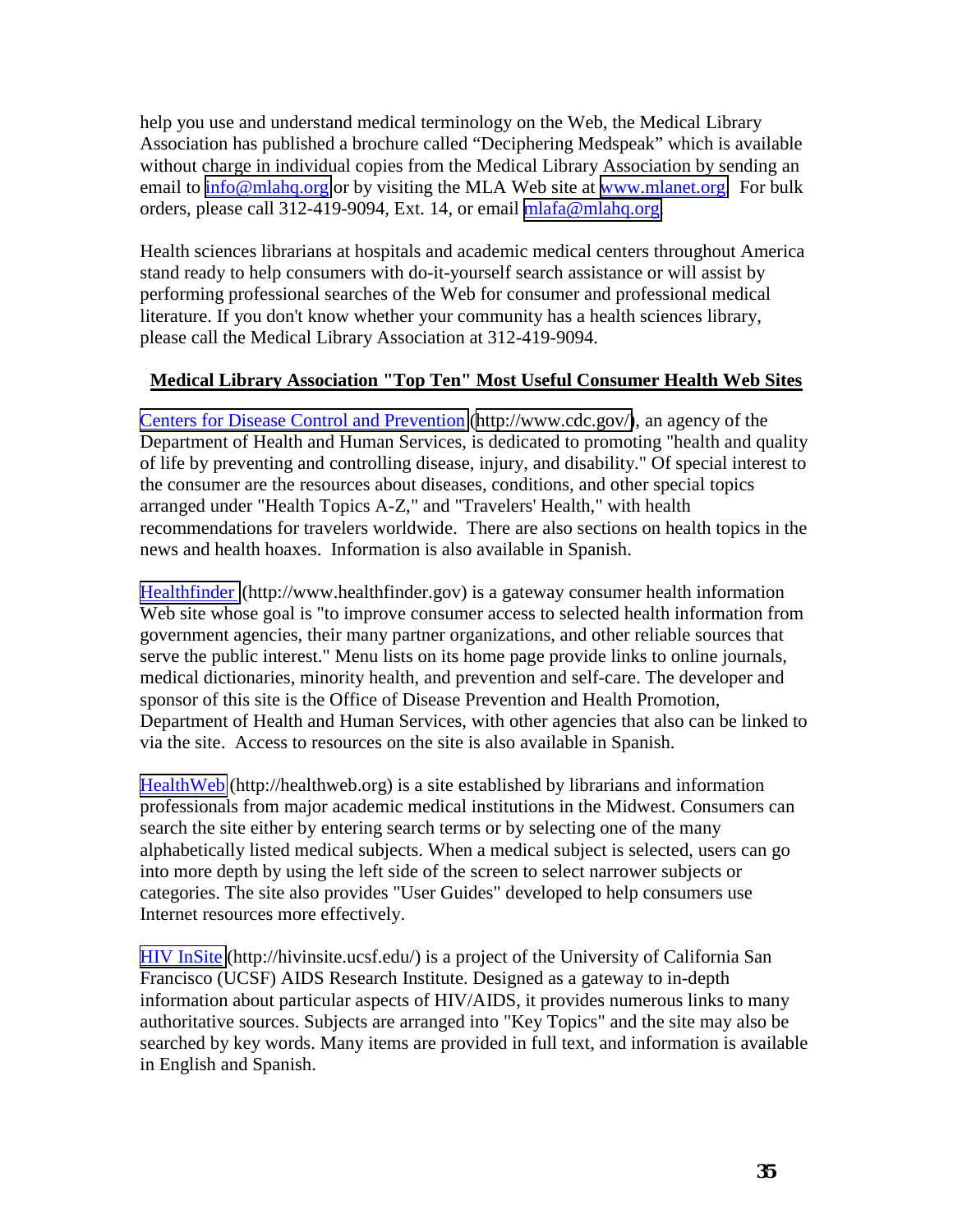help you use and understand medical terminology on the Web, the Medical Library Association has published a brochure called "Deciphering Medspeak" which is available without charge in individual copies from the Medical Library Association by sending an email to info@mlahq.org or by visiting the MLA Web site at www.mlanet.org. For bulk orders, please call 312-419-9094, Ext. 14, or email mlafa@mlahq.org.

Health sciences librarians at hospitals and academic medical centers throughout America stand ready to help consumers with do-it-yourself search assistance or will assist by performing professional searches of the Web for consumer and professional medical literature. If you don't know whether your community has a health sciences library, please call the Medical Library Association at 312-419-9094.

## Medical Library Association "Top Ten" Most Useful Consumer Health Web Sites

Centers for Disease Control and Prevention (http://www.cdc.gov/), an agency of the Department of Health and Human Services, is dedicated to promoting "health and quality of life by preventing and controlling disease, injury, and disability." Of special interest to the consumer are the resources about diseases, conditions, and other special topics arranged under "Health Topics A-Z," and "Travelers' Health," with health recommendations for travelers worldwide. There are also sections on health topics in the news and health hoaxes. Information is also available in Spanish.

Healthfinder (http://www.healthfinder.gov) is a gateway consumer health information Web site whose goal is "to improve consumer access to selected health information from government agencies, their many partner organizations, and other reliable sources that serve the public interest." Menu lists on its home page provide links to online journals, medical dictionaries, minority health, and prevention and self-care. The developer and sponsor of this site is the Office of Disease Prevention and Health Promotion, Department of Health and Human Services, with other agencies that also can be linked to via the site. Access to resources on the site is also available in Spanish.

HealthWeb (http://healthweb.org) is a site established by librarians and information professionals from major academic medical institutions in the Midwest. Consumers can search the site either by entering search terms or by selecting one of the many alphabetically listed medical subjects. When a medical subject is selected, users can go into more depth by using the left side of the screen to select narrower subjects or categories. The site also provides "User Guides" developed to help consumers use Internet resources more effectively.

HIV InSite (http://hivinsite.ucsf.edu/) is a project of the University of California San Francisco (UCSF) AIDS Research Institute. Designed as a gateway to in-depth information about particular aspects of HIV/AIDS, it provides numerous links to many authoritative sources. Subjects are arranged into "Key Topics" and the site may also be searched by key words. Many items are provided in full text, and information is available in English and Spanish.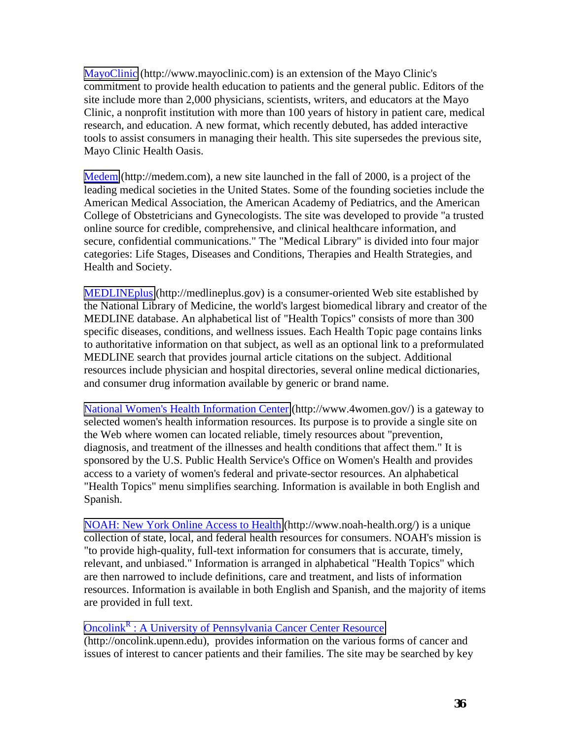[MayoClinic](http://www.mayoclinic.com) (http://www.mayoclinic.com) is an extension of the Mayo Clinic's commitment to provide health education to patients and the general public. Editors of the site include more than 2,000 physicians, scientists, writers, and educators at the Mayo Clinic, a nonprofit institution with more than 100 years of history in patient care, medical research, and education. A new format, which recently debuted, has added interactive tools to assist consumers in managing their health. This site supersedes the previous site, Mayo Clinic Health Oasis.

[Medem](http://medem.com) (http://medem.com), a new site launched in the fall of 2000, is a project of the leading medical societies in the United States. Some of the founding societies include the American Medical Association, the American Academy of Pediatrics, and the American College of Obstetricians and Gynecologists. The site was developed to provide "a trusted online source for credible, comprehensive, and clinical healthcare information, and secure, confidential communications." The "Medical Library" is divided into four major categories: Life Stages, Diseases and Conditions, Therapies and Health Strategies, and Health and Society.

[MEDLINEplus](http://medlineplus.gov) (http://medlineplus.gov) is a consumer-oriented Web site established by the National Library of Medicine, the world's largest biomedical library and creator of the MEDLINE database. An alphabetical list of "Health Topics" consists of more than 300 specific diseases, conditions, and wellness issues. Each Health Topic page contains links to authoritative information on that subject, as well as an optional link to a preformulated MEDLINE search that provides journal article citations on the subject. Additional resources include physician and hospital directories, several online medical dictionaries, and consumer drug information available by generic or brand name.

[National Women's Health Information Center](http://www.4women.gov/) (http://www.4women.gov/) is a gateway to selected women's health information resources. Its purpose is to provide a single site on the Web where women can located reliable, timely resources about "prevention, diagnosis, and treatment of the illnesses and health conditions that affect them." It is sponsored by the U.S. Public Health Service's Office on Women's Health and provides access to a variety of women's federal and private-sector resources. An alphabetical "Health Topics" menu simplifies searching. Information is available in both English and Spanish.

[NOAH: New York Online Access to Health](http://www.noah-health.org/) (http://www.noah-health.org/) is a unique collection of state, local, and federal health resources for consumers. NOAH's mission is "to provide high-quality, full-text information for consumers that is accurate, timely, relevant, and unbiased." Information is arranged in alphabetical "Health Topics" which are then narrowed to include definitions, care and treatment, and lists of information resources. Information is available in both English and Spanish, and the majority of items are provided in full text.

[Oncolink® : A University of Pennsylvania Cancer Center Resource](http://oncolink.upenn.edu) (http://oncolink.upenn.edu), provides information on the various forms of cancer and issues of interest to cancer patients and their families. The site may be searched by key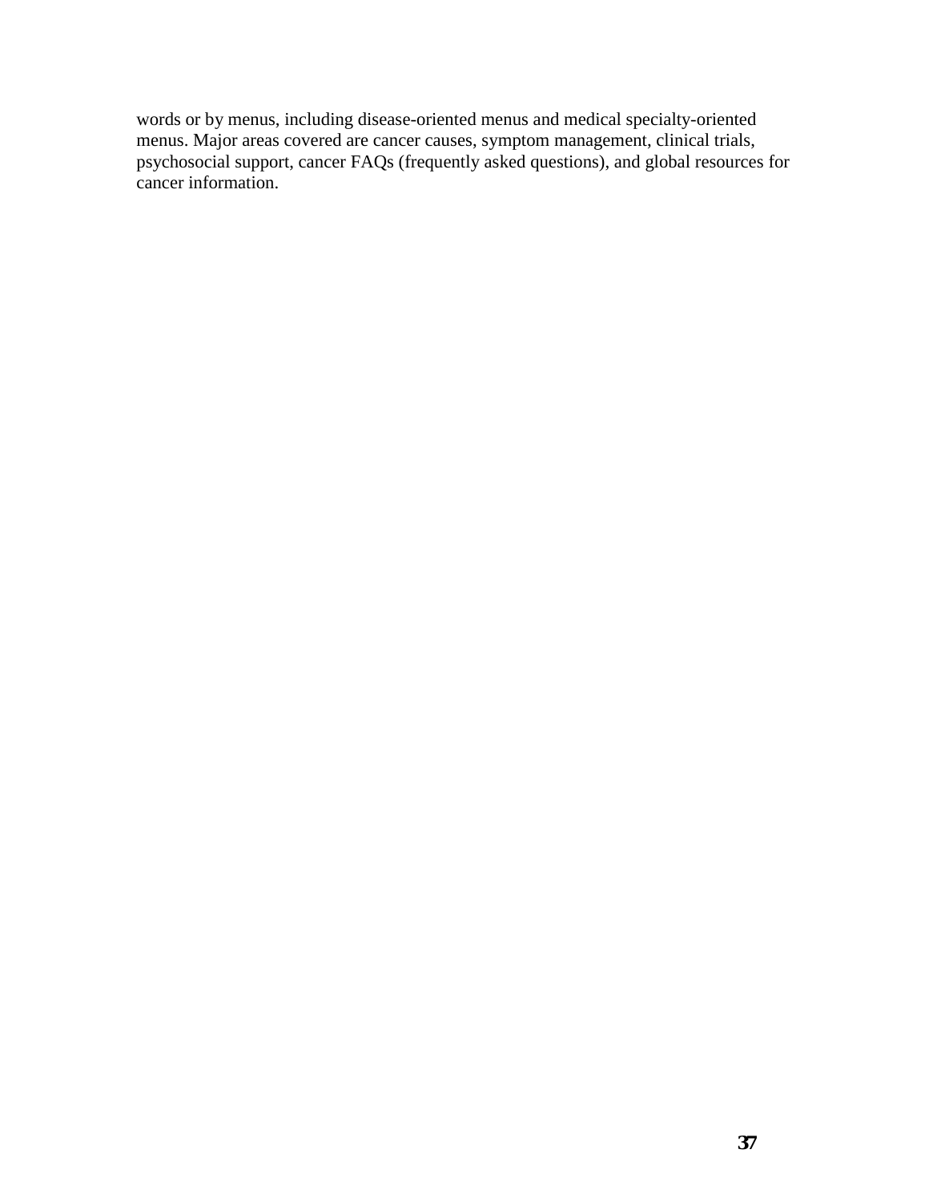words or by menus, including disease-oriented menus and medical specialty-oriented menus. Major areas covered are cancer causes, symptom management, clinical trials, psychosocial support, cancer FAQs (frequently asked questions), and global resources for cancer information.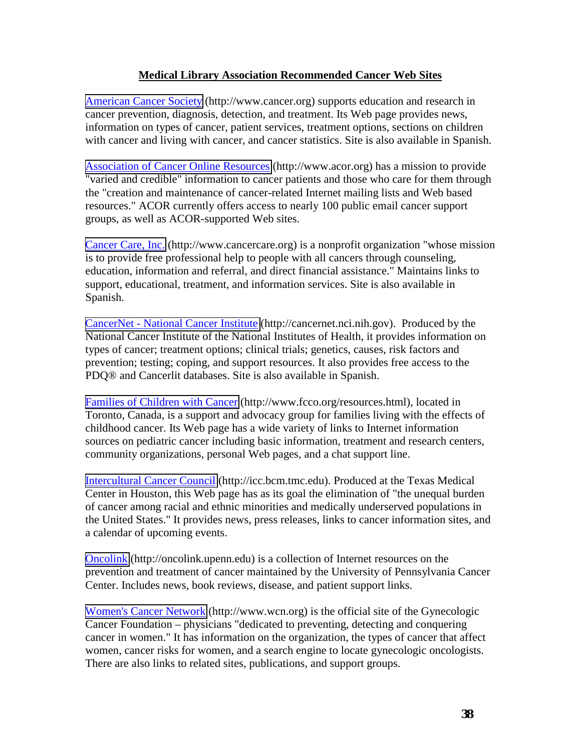## Medical Library Association Recommended Cancer Web Sites

American Cancer Society (http://www.cancer.org) supports education and research in cancer prevention, diagnosis, detection, and treatment. Its Web page provides news, information on types of cancer, patient services, treatment options, sections on children with cancer and living with cancer, and cancer statistics. Site is also available in Spanish.

Association of Cancer Online Resources (http://www.acor.org) has a mission to provide "varied and credible" information to cancer patients and those who care for them through the "creation and maintenance of cancer-related Internet mailing lists and Web based resources." ACOR currently offers access to nearly 100 public email cancer support groups, as well as ACOR-supported Web sites.

Cancer Care, Inc. (http://www.cancercare.org) is a nonprofit organization "whose mission is to provide free professional help to people with all cancers through counseling, education, information and referral, and direct financial assistance." Maintains links to support, educational, treatment, and information services. Site is also available in Spanish.

CancerNet - National Cancer Institute (http://cancernet.nci.nih.gov). Produced by the National Cancer Institute of the National Institutes of Health, it provides information on types of cancer; treatment options; clinical trials; genetics, causes, risk factors and prevention; testing; coping, and support resources. It also provides free access to the PDQ® and Cancerlit databases. Site is also available in Spanish.

Families of Children with Cancer (http://www.fcco.org/resources.html), located in Toronto, Canada, is a support and advocacy group for families living with the effects of childhood cancer. Its Web page has a wide variety of links to Internet information sources on pediatric cancer including basic information, treatment and research centers, community organizations, personal Web pages, and a chat support line.

Intercultural Cancer Council (http://icc.bcm.tmc.edu). Produced at the Texas Medical Center in Houston, this Web page has as its goal the elimination of "the unequal burden of cancer among racial and ethnic minorities and medically underserved populations in the United States." It provides news, press releases, links to cancer information sites, and a calendar of upcoming events.

Oncolink (http://oncolink.upenn.edu) is a collection of Internet resources on the prevention and treatment of cancer maintained by the University of Pennsylvania Cancer Center. Includes news, book reviews, disease, and patient support links.

Women's Cancer Network (http://www.wcn.org) is the official site of the Gynecologic Cancer Foundation – physicians "dedicated to preventing, detecting and conquering cancer in women." It has information on the organization, the types of cancer that affect women, cancer risks for women, and a search engine to locate gynecologic oncologists. There are also links to related sites, publications, and support groups.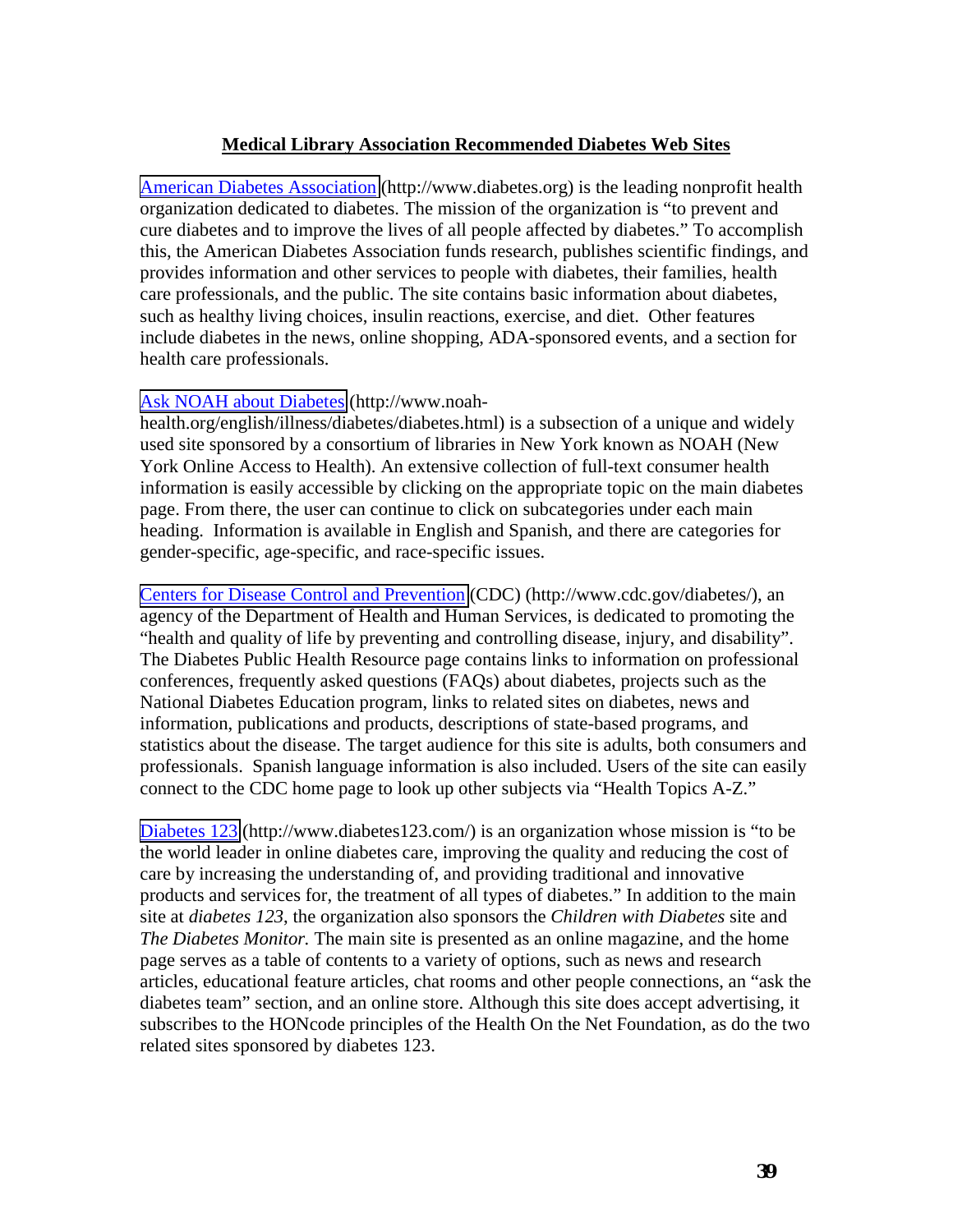## Medical Library Association Recommended Diabetes Web Sites

American Diabetes Association (http://www.diabetes.org) is the leading nonprofit health organization dedicated to diabetes. The mission of the organization is "to prevent and cure diabetes and to improve the lives of all people affected by diabetes." To accomplish this, the American Diabetes Association funds research, publishes scientific findings, and provides information and other services to people with diabetes, their families, health care professionals, and the public. The site contains basic information about diabetes, such as healthy living choices, insulin reactions, exercise, and diet. Other features include diabetes in the news, online shopping, ADA-sponsored events, and a section for health care professionals.

Ask NOAH about Diabetes (http://www.noah-health.org/english/illness/diabetes/diabetes.html) is a subsection of a unique and widely used site sponsored by a consortium of libraries in New York known as NOAH (New York Online Access to Health). An extensive collection of full-text consumer health information is easily accessible by clicking on the appropriate topic on the main diabetes page. From there, the user can continue to click on subcategories under each main heading. Information is available in English and Spanish, and there are categories for gender-specific, age-specific, and race-specific issues.

Centers for Disease Control and Prevention (CDC) (http://www.cdc.gov/diabetes/), an agency of the Department of Health and Human Services, is dedicated to promoting the "health and quality of life by preventing and controlling disease, injury, and disability". The Diabetes Public Health Resource page contains links to information on professional conferences, frequently asked questions (FAQs) about diabetes, projects such as the National Diabetes Education program, links to related sites on diabetes, news and information, publications and products, descriptions of state-based programs, and statistics about the disease. The target audience for this site is adults, both consumers and professionals. Spanish language information is also included. Users of the site can easily connect to the CDC home page to look up other subjects via "Health Topics A-Z."

Diabetes 123 (http://www.diabetes123.com/) is an organization whose mission is "to be the world leader in online diabetes care, improving the quality and reducing the cost of care by increasing the understanding of, and providing traditional and innovative products and services for, the treatment of all types of diabetes." In addition to the main site at *diabetes 123*, the organization also sponsors the *Children with Diabetes* site and *The Diabetes Monitor.* The main site is presented as an online magazine, and the home page serves as a table of contents to a variety of options, such as news and research articles, educational feature articles, chat rooms and other people connections, an "ask the diabetes team" section, and an online store. Although this site does accept advertising, it subscribes to the HONcode principles of the Health On the Net Foundation, as do the two related sites sponsored by diabetes 123.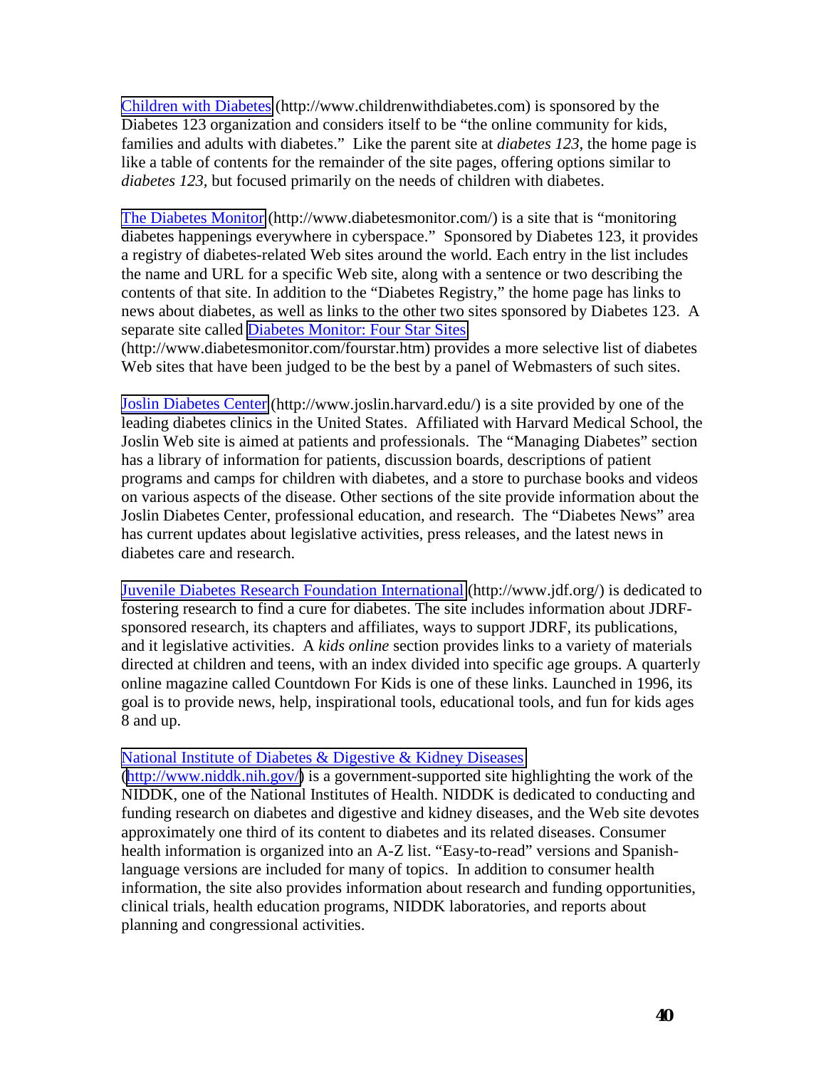Children with Diabetes (http://www.childrenwithdiabetes.com) is sponsored by the Diabetes 123 organization and considers itself to be "the online community for kids, families and adults with diabetes." Like the parent site at *diabetes 123*, the home page is like a table of contents for the remainder of the site pages, offering options similar to *diabetes 123*, but focused primarily on the needs of children with diabetes.

The Diabetes Monitor (http://www.diabetesmonitor.com/) is a site that is "monitoring diabetes happenings everywhere in cyberspace." Sponsored by Diabetes 123, it provides a registry of diabetes-related Web sites around the world. Each entry in the list includes the name and URL for a specific Web site, along with a sentence or two describing the contents of that site. In addition to the "Diabetes Registry," the home page has links to news about diabetes, as well as links to the other two sites sponsored by Diabetes 123. A separate site called Diabetes Monitor: Four Star Sites (http://www.diabetesmonitor.com/fourstar.htm) provides a more selective list of diabetes Web sites that have been judged to be the best by a panel of Webmasters of such sites.

Joslin Diabetes Center (http://www.joslin.harvard.edu/) is a site provided by one of the leading diabetes clinics in the United States. Affiliated with Harvard Medical School, the Joslin Web site is aimed at patients and professionals. The "Managing Diabetes" section has a library of information for patients, discussion boards, descriptions of patient programs and camps for children with diabetes, and a store to purchase books and videos on various aspects of the disease. Other sections of the site provide information about the Joslin Diabetes Center, professional education, and research. The "Diabetes News" area has current updates about legislative activities, press releases, and the latest news in diabetes care and research.

Juvenile Diabetes Research Foundation International (http://www.jdf.org/) is dedicated to fostering research to find a cure for diabetes. The site includes information about JDRF-sponsored research, its chapters and affiliates, ways to support JDRF, its publications, and it legislative activities. A *kids online* section provides links to a variety of materials directed at children and teens, with an index divided into specific age groups. A quarterly online magazine called Countdown For Kids is one of these links. Launched in 1996, its goal is to provide news, help, inspirational tools, educational tools, and fun for kids ages 8 and up.

National Institute of Diabetes & Digestive & Kidney Diseases (http://www.niddk.nih.gov/) is a government-supported site highlighting the work of the NIDDK, one of the National Institutes of Health. NIDDK is dedicated to conducting and funding research on diabetes and digestive and kidney diseases, and the Web site devotes approximately one third of its content to diabetes and its related diseases. Consumer health information is organized into an A-Z list. "Easy-to-read" versions and Spanish-language versions are included for many of topics. In addition to consumer health information, the site also provides information about research and funding opportunities, clinical trials, health education programs, NIDDK laboratories, and reports about planning and congressional activities.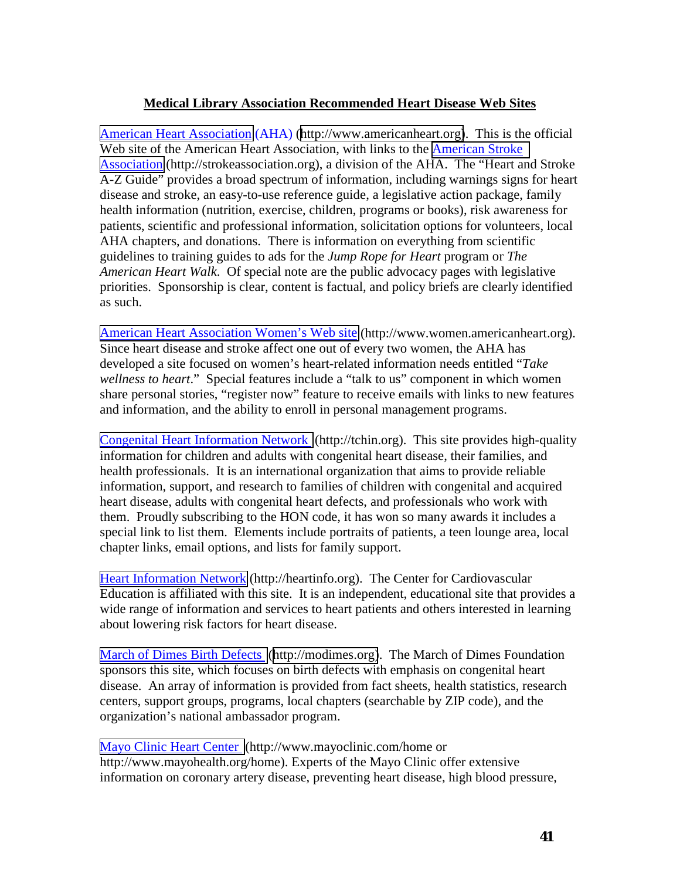**Medical Library Association Recommended Heart Disease Web Sites**

American Heart Association (AHA) (http://www.americanheart.org). This is the official Web site of the American Heart Association, with links to the American Stroke Association (http://strokeassociation.org), a division of the AHA. The "Heart and Stroke A-Z Guide" provides a broad spectrum of information, including warnings signs for heart disease and stroke, an easy-to-use reference guide, a legislative action package, family health information (nutrition, exercise, children, programs or books), risk awareness for patients, scientific and professional information, solicitation options for volunteers, local AHA chapters, and donations. There is information on everything from scientific guidelines to training guides to ads for the *Jump Rope for Heart* program or *The American Heart Walk*. Of special note are the public advocacy pages with legislative priorities. Sponsorship is clear, content is factual, and policy briefs are clearly identified as such.

American Heart Association Women's Web site (http://www.women.americanheart.org). Since heart disease and stroke affect one out of every two women, the AHA has developed a site focused on women's heart-related information needs entitled "*Take wellness to heart*." Special features include a "talk to us" component in which women share personal stories, "register now" feature to receive emails with links to new features and information, and the ability to enroll in personal management programs.

Congenital Heart Information Network (http://tchin.org). This site provides high-quality information for children and adults with congenital heart disease, their families, and health professionals. It is an international organization that aims to provide reliable information, support, and research to families of children with congenital and acquired heart disease, adults with congenital heart defects, and professionals who work with them. Proudly subscribing to the HON code, it has won so many awards it includes a special link to list them. Elements include portraits of patients, a teen lounge area, local chapter links, email options, and lists for family support.

Heart Information Network (http://heartinfo.org). The Center for Cardiovascular Education is affiliated with this site. It is an independent, educational site that provides a wide range of information and services to heart patients and others interested in learning about lowering risk factors for heart disease.

March of Dimes Birth Defects (http://modimes.org). The March of Dimes Foundation sponsors this site, which focuses on birth defects with emphasis on congenital heart disease. An array of information is provided from fact sheets, health statistics, research centers, support groups, programs, local chapters (searchable by ZIP code), and the organization's national ambassador program.

Mayo Clinic Heart Center (http://www.mayoclinic.com/home or http://www.mayohealth.org/home). Experts of the Mayo Clinic offer extensive information on coronary artery disease, preventing heart disease, high blood pressure,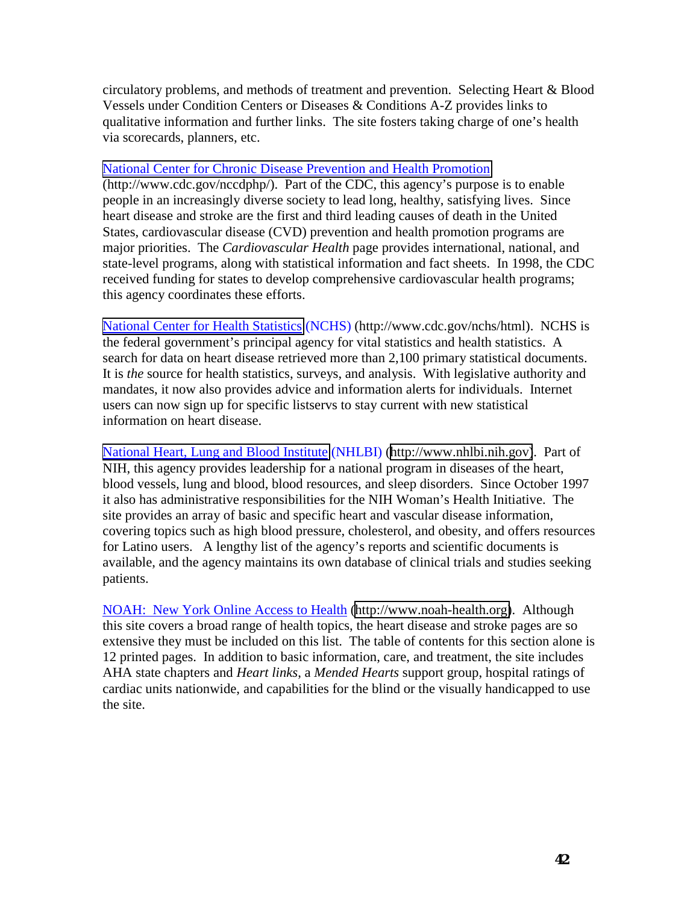circulatory problems, and methods of treatment and prevention. Selecting Heart & Blood Vessels under Condition Centers or Diseases & Conditions A-Z provides links to qualitative information and further links. The site fosters taking charge of one's health via scorecards, planners, etc.

National Center for Chronic Disease Prevention and Health Promotion (http://www.cdc.gov/nccdphp/). Part of the CDC, this agency's purpose is to enable people in an increasingly diverse society to lead long, healthy, satisfying lives. Since heart disease and stroke are the first and third leading causes of death in the United States, cardiovascular disease (CVD) prevention and health promotion programs are major priorities. The *Cardiovascular Health* page provides international, national, and state-level programs, along with statistical information and fact sheets. In 1998, the CDC received funding for states to develop comprehensive cardiovascular health programs; this agency coordinates these efforts.

National Center for Health Statistics (NCHS) (http://www.cdc.gov/nchs/html). NCHS is the federal government's principal agency for vital statistics and health statistics. A search for data on heart disease retrieved more than 2,100 primary statistical documents. It is *the* source for health statistics, surveys, and analysis. With legislative authority and mandates, it now also provides advice and information alerts for individuals. Internet users can now sign up for specific listservs to stay current with new statistical information on heart disease.

National Heart, Lung and Blood Institute (NHLBI) (http://www.nhlbi.nih.gov). Part of NIH, this agency provides leadership for a national program in diseases of the heart, blood vessels, lung and blood, blood resources, and sleep disorders. Since October 1997 it also has administrative responsibilities for the NIH Woman's Health Initiative. The site provides an array of basic and specific heart and vascular disease information, covering topics such as high blood pressure, cholesterol, and obesity, and offers resources for Latino users. A lengthy list of the agency's reports and scientific documents is available, and the agency maintains its own database of clinical trials and studies seeking patients.

NOAH: New York Online Access to Health (http://www.noah-health.org). Although this site covers a broad range of health topics, the heart disease and stroke pages are so extensive they must be included on this list. The table of contents for this section alone is 12 printed pages. In addition to basic information, care, and treatment, the site includes AHA state chapters and *Heart links*, a *Mended Hearts* support group, hospital ratings of cardiac units nationwide, and capabilities for the blind or the visually handicapped to use the site.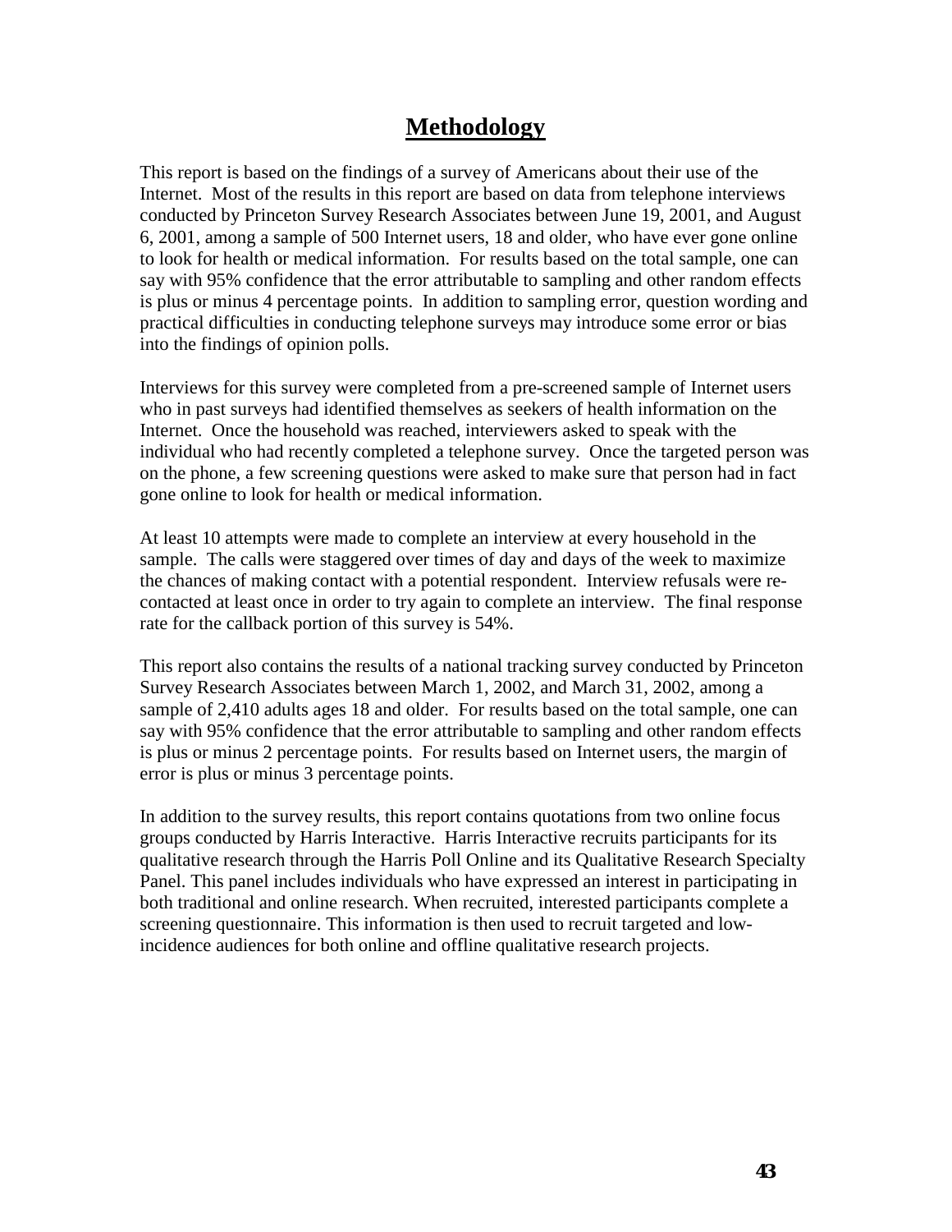# Methodology

This report is based on the findings of a survey of Americans about their use of the Internet. Most of the results in this report are based on data from telephone interviews conducted by Princeton Survey Research Associates between June 19, 2001, and August 6, 2001, among a sample of 500 Internet users, 18 and older, who have ever gone online to look for health or medical information. For results based on the total sample, one can say with 95% confidence that the error attributable to sampling and other random effects is plus or minus 4 percentage points. In addition to sampling error, question wording and practical difficulties in conducting telephone surveys may introduce some error or bias into the findings of opinion polls.

Interviews for this survey were completed from a pre-screened sample of Internet users who in past surveys had identified themselves as seekers of health information on the Internet. Once the household was reached, interviewers asked to speak with the individual who had recently completed a telephone survey. Once the targeted person was on the phone, a few screening questions were asked to make sure that person had in fact gone online to look for health or medical information.

At least 10 attempts were made to complete an interview at every household in the sample. The calls were staggered over times of day and days of the week to maximize the chances of making contact with a potential respondent. Interview refusals were re-contacted at least once in order to try again to complete an interview. The final response rate for the callback portion of this survey is 54%.

This report also contains the results of a national tracking survey conducted by Princeton Survey Research Associates between March 1, 2002, and March 31, 2002, among a sample of 2,410 adults ages 18 and older. For results based on the total sample, one can say with 95% confidence that the error attributable to sampling and other random effects is plus or minus 2 percentage points. For results based on Internet users, the margin of error is plus or minus 3 percentage points.

In addition to the survey results, this report contains quotations from two online focus groups conducted by Harris Interactive. Harris Interactive recruits participants for its qualitative research through the Harris Poll Online and its Qualitative Research Specialty Panel. This panel includes individuals who have expressed an interest in participating in both traditional and online research. When recruited, interested participants complete a screening questionnaire. This information is then used to recruit targeted and low-incidence audiences for both online and offline qualitative research projects.